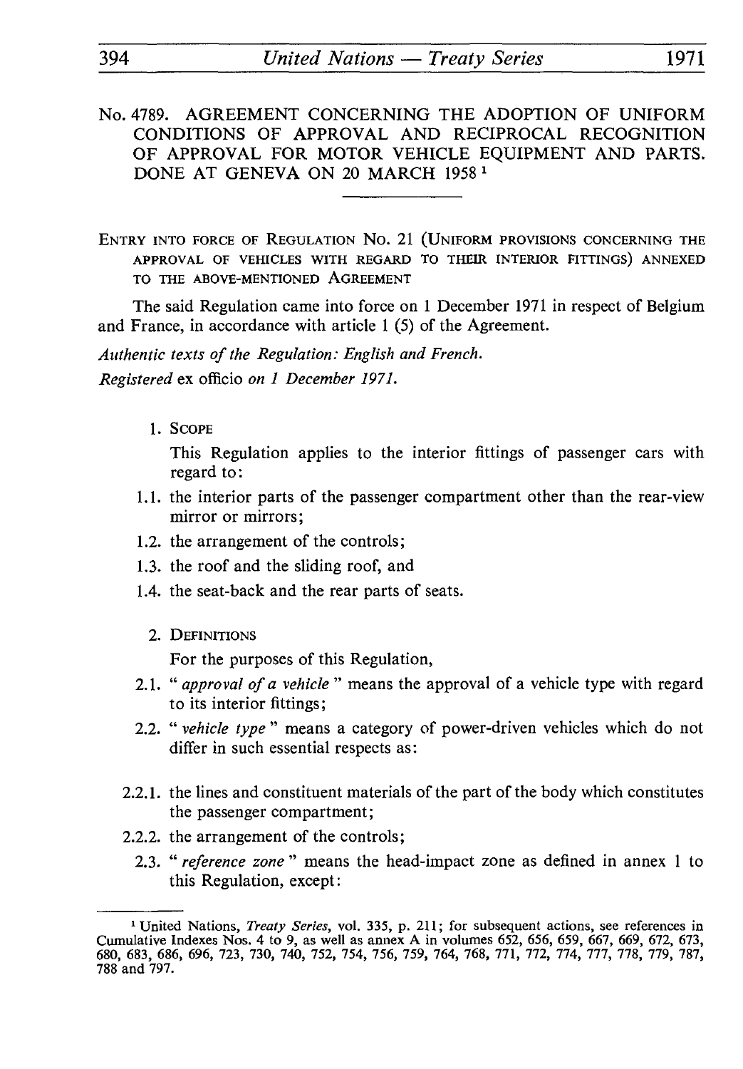## No. 4789. AGREEMENT CONCERNING THE ADOPTION OF UNIFORM CONDITIONS OF APPROVAL AND RECIPROCAL RECOGNITION OF APPROVAL FOR MOTOR VEHICLE EQUIPMENT AND PARTS. DONE AT GENEVA ON 20 MARCH 1958 [1]

ENTRY INTO FORCE OF REGULATION No. 21 (UNIFORM PROVISIONS CONCERNING THE APPROVAL OF VEHICLES WITH REGARD TO THEIR INTERIOR FITTINGS) ANNEXED TO THE ABOVE-MENTIONED AGREEMENT

The said Regulation came into force on 1 December 1971 in respect of Belgium and France, in accordance with article 1 (5) of the Agreement.

*Authentic texts of the Regulation: English and French.*

*Registered* ex officio *on 1 December 1971.*

1. SCOPE

   This Regulation applies to the interior fittings of passenger cars with regard to:

1.1. the interior parts of the passenger compartment other than the rear-view mirror or mirrors;

1.2. the arrangement of the controls;

1.3. the roof and the sliding roof, and

1.4. the seat-back and the rear parts of seats.

2. DEFINITIONS

   For the purposes of this Regulation,

2.1. "*approval of a vehicle*" means the approval of a vehicle type with regard to its interior fittings;

2.2. "*vehicle type*" means a category of power-driven vehicles which do not differ in such essential respects as:

2.2.1. the lines and constituent materials of the part of the body which constitutes the passenger compartment;

2.2.2. the arrangement of the controls;

2.3. "*reference zone*" means the head-impact zone as defined in annex 1 to this Regulation, except:

---

[1] United Nations, *Treaty Series*, vol. 335, p. 211; for subsequent actions, see references in Cumulative Indexes Nos. 4 to 9, as well as annex A in volumes 652, 656, 659, 667, 669, 672, 673, 680, 683, 686, 696, 723, 730, 740, 752, 754, 756, 759, 764, 768, 771, 772, 774, 777, 778, 779, 787, 788 and 797.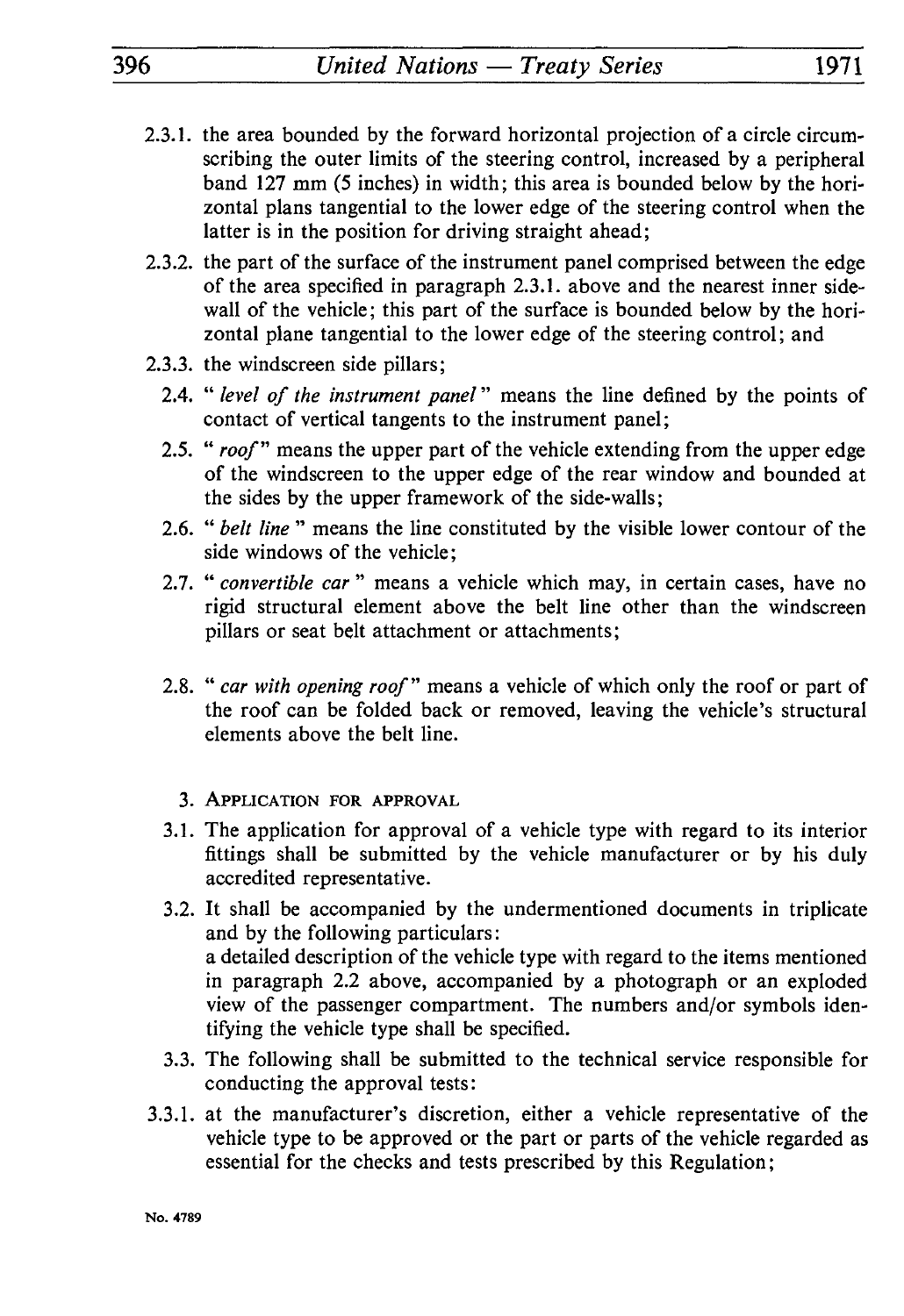2.3.1. the area bounded by the forward horizontal projection of a circle circumscribing the outer limits of the steering control, increased by a peripheral band 127 mm (5 inches) in width; this area is bounded below by the horizontal plans tangential to the lower edge of the steering control when the latter is in the position for driving straight ahead;

2.3.2. the part of the surface of the instrument panel comprised between the edge of the area specified in paragraph 2.3.1. above and the nearest inner side-wall of the vehicle; this part of the surface is bounded below by the horizontal plane tangential to the lower edge of the steering control; and

2.3.3. the windscreen side pillars;

2.4. " *level of the instrument panel* " means the line defined by the points of contact of vertical tangents to the instrument panel;

2.5. " *roof* " means the upper part of the vehicle extending from the upper edge of the windscreen to the upper edge of the rear window and bounded at the sides by the upper framework of the side-walls;

2.6. " *belt line* " means the line constituted by the visible lower contour of the side windows of the vehicle;

2.7. " *convertible car* " means a vehicle which may, in certain cases, have no rigid structural element above the belt line other than the windscreen pillars or seat belt attachment or attachments;

2.8. " *car with opening roof* " means a vehicle of which only the roof or part of the roof can be folded back or removed, leaving the vehicle's structural elements above the belt line.

3. APPLICATION FOR APPROVAL

3.1. The application for approval of a vehicle type with regard to its interior fittings shall be submitted by the vehicle manufacturer or by his duly accredited representative.

3.2. It shall be accompanied by the undermentioned documents in triplicate and by the following particulars:
a detailed description of the vehicle type with regard to the items mentioned in paragraph 2.2 above, accompanied by a photograph or an exploded view of the passenger compartment. The numbers and/or symbols identifying the vehicle type shall be specified.

3.3. The following shall be submitted to the technical service responsible for conducting the approval tests:

3.3.1. at the manufacturer's discretion, either a vehicle representative of the vehicle type to be approved or the part or parts of the vehicle regarded as essential for the checks and tests prescribed by this Regulation;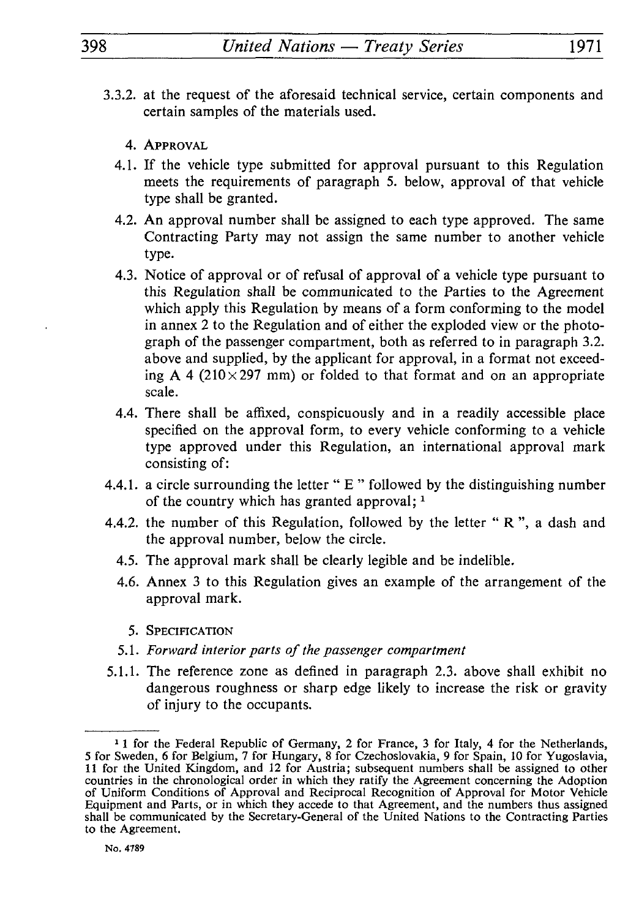3.3.2. at the request of the aforesaid technical service, certain components and certain samples of the materials used.

## 4. Approval

4.1. If the vehicle type submitted for approval pursuant to this Regulation meets the requirements of paragraph 5. below, approval of that vehicle type shall be granted.

4.2. An approval number shall be assigned to each type approved. The same Contracting Party may not assign the same number to another vehicle type.

4.3. Notice of approval or of refusal of approval of a vehicle type pursuant to this Regulation shall be communicated to the Parties to the Agreement which apply this Regulation by means of a form conforming to the model in annex 2 to the Regulation and of either the exploded view or the photograph of the passenger compartment, both as referred to in paragraph 3.2. above and supplied, by the applicant for approval, in a format not exceeding A 4 (210 × 297 mm) or folded to that format and on an appropriate scale.

4.4. There shall be affixed, conspicuously and in a readily accessible place specified on the approval form, to every vehicle conforming to a vehicle type approved under this Regulation, an international approval mark consisting of:

4.4.1. a circle surrounding the letter " E " followed by the distinguishing number of the country which has granted approval; [1]

4.4.2. the number of this Regulation, followed by the letter " R ", a dash and the approval number, below the circle.

4.5. The approval mark shall be clearly legible and be indelible.

4.6. Annex 3 to this Regulation gives an example of the arrangement of the approval mark.

## 5. Specification

5.1. *Forward interior parts of the passenger compartment*

5.1.1. The reference zone as defined in paragraph 2.3. above shall exhibit no dangerous roughness or sharp edge likely to increase the risk or gravity of injury to the occupants.

---

[1] 1 for the Federal Republic of Germany, 2 for France, 3 for Italy, 4 for the Netherlands, 5 for Sweden, 6 for Belgium, 7 for Hungary, 8 for Czechoslovakia, 9 for Spain, 10 for Yugoslavia, 11 for the United Kingdom, and 12 for Austria; subsequent numbers shall be assigned to other countries in the chronological order in which they ratify the Agreement concerning the Adoption of Uniform Conditions of Approval and Reciprocal Recognition of Approval for Motor Vehicle Equipment and Parts, or in which they accede to that Agreement, and the numbers thus assigned shall be communicated by the Secretary-General of the United Nations to the Contracting Parties to the Agreement.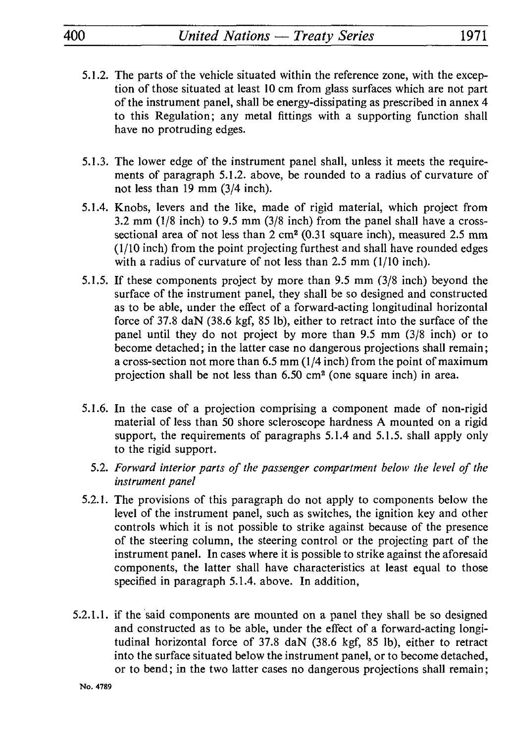5.1.2. The parts of the vehicle situated within the reference zone, with the exception of those situated at least 10 cm from glass surfaces which are not part of the instrument panel, shall be energy-dissipating as prescribed in annex 4 to this Regulation; any metal fittings with a supporting function shall have no protruding edges.

5.1.3. The lower edge of the instrument panel shall, unless it meets the requirements of paragraph 5.1.2. above, be rounded to a radius of curvature of not less than 19 mm (3/4 inch).

5.1.4. Knobs, levers and the like, made of rigid material, which project from 3.2 mm (1/8 inch) to 9.5 mm (3/8 inch) from the panel shall have a cross-sectional area of not less than 2 $cm^2$ (0.31 square inch), measured 2.5 mm (1/10 inch) from the point projecting furthest and shall have rounded edges with a radius of curvature of not less than 2.5 mm (1/10 inch).

5.1.5. If these components project by more than 9.5 mm (3/8 inch) beyond the surface of the instrument panel, they shall be so designed and constructed as to be able, under the effect of a forward-acting longitudinal horizontal force of 37.8 daN (38.6 kgf, 85 lb), either to retract into the surface of the panel until they do not project by more than 9.5 mm (3/8 inch) or to become detached; in the latter case no dangerous projections shall remain; a cross-section not more than 6.5 mm (1/4 inch) from the point of maximum projection shall be not less than 6.50 $cm^2$ (one square inch) in area.

5.1.6. In the case of a projection comprising a component made of non-rigid material of less than 50 shore scleroscope hardness A mounted on a rigid support, the requirements of paragraphs 5.1.4 and 5.1.5. shall apply only to the rigid support.

5.2. *Forward interior parts of the passenger compartment below the level of the instrument panel*

5.2.1. The provisions of this paragraph do not apply to components below the level of the instrument panel, such as switches, the ignition key and other controls which it is not possible to strike against because of the presence of the steering column, the steering control or the projecting part of the instrument panel. In cases where it is possible to strike against the aforesaid components, the latter shall have characteristics at least equal to those specified in paragraph 5.1.4. above. In addition,

5.2.1.1. if the said components are mounted on a panel they shall be so designed and constructed as to be able, under the effect of a forward-acting longitudinal horizontal force of 37.8 daN (38.6 kgf, 85 lb), either to retract into the surface situated below the instrument panel, or to become detached, or to bend; in the two latter cases no dangerous projections shall remain;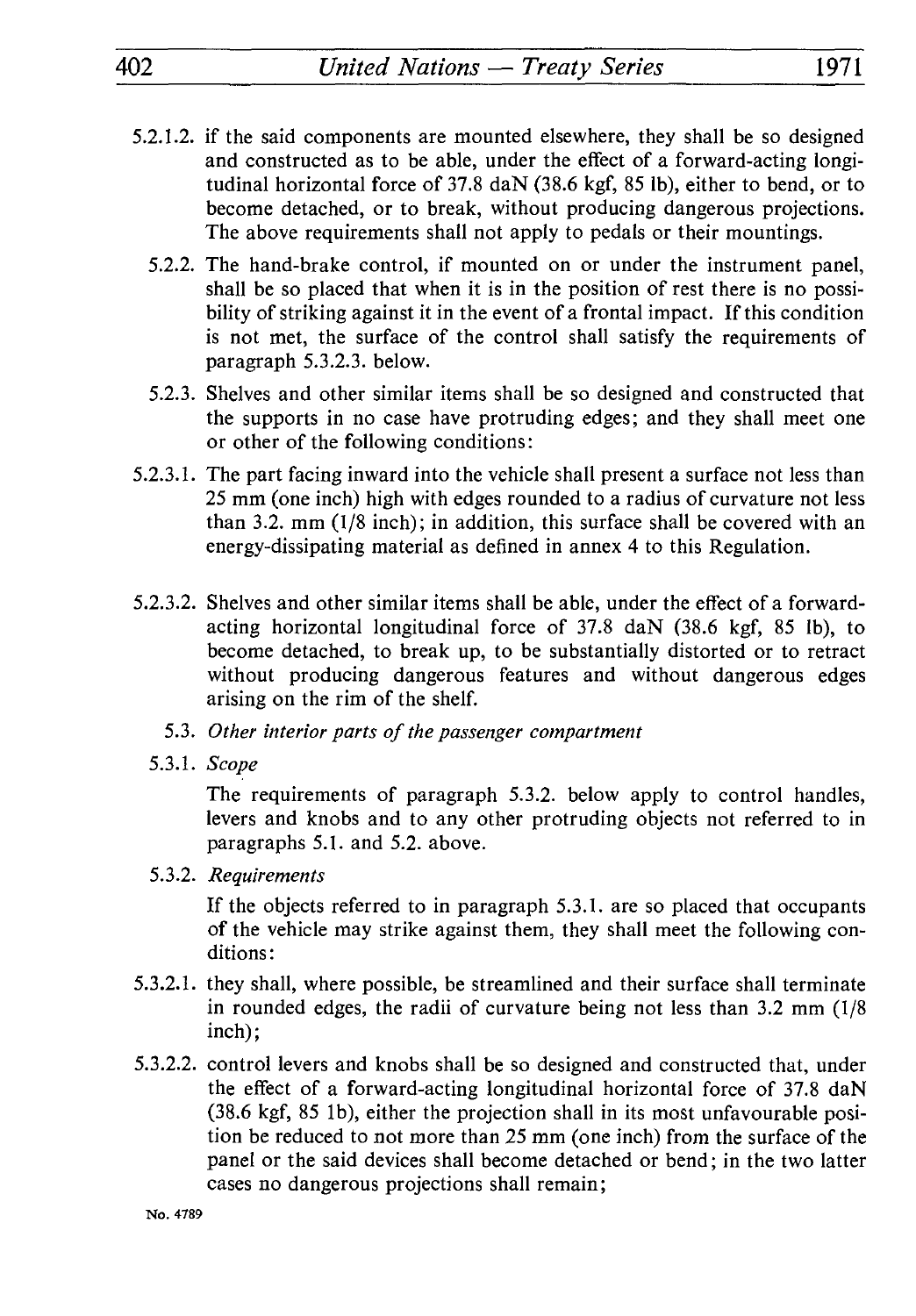5.2.1.2. if the said components are mounted elsewhere, they shall be so designed and constructed as to be able, under the effect of a forward-acting longitudinal horizontal force of 37.8 daN (38.6 kgf, 85 lb), either to bend, or to become detached, or to break, without producing dangerous projections. The above requirements shall not apply to pedals or their mountings.

5.2.2. The hand-brake control, if mounted on or under the instrument panel, shall be so placed that when it is in the position of rest there is no possibility of striking against it in the event of a frontal impact. If this condition is not met, the surface of the control shall satisfy the requirements of paragraph 5.3.2.3. below.

5.2.3. Shelves and other similar items shall be so designed and constructed that the supports in no case have protruding edges; and they shall meet one or other of the following conditions:

5.2.3.1. The part facing inward into the vehicle shall present a surface not less than 25 mm (one inch) high with edges rounded to a radius of curvature not less than 3.2. mm (1/8 inch); in addition, this surface shall be covered with an energy-dissipating material as defined in annex 4 to this Regulation.

5.2.3.2. Shelves and other similar items shall be able, under the effect of a forward-acting horizontal longitudinal force of 37.8 daN (38.6 kgf, 85 lb), to become detached, to break up, to be substantially distorted or to retract without producing dangerous features and without dangerous edges arising on the rim of the shelf.

5.3. *Other interior parts of the passenger compartment*

5.3.1. *Scope*

The requirements of paragraph 5.3.2. below apply to control handles, levers and knobs and to any other protruding objects not referred to in paragraphs 5.1. and 5.2. above.

5.3.2. *Requirements*

If the objects referred to in paragraph 5.3.1. are so placed that occupants of the vehicle may strike against them, they shall meet the following conditions:

5.3.2.1. they shall, where possible, be streamlined and their surface shall terminate in rounded edges, the radii of curvature being not less than 3.2 mm (1/8 inch);

5.3.2.2. control levers and knobs shall be so designed and constructed that, under the effect of a forward-acting longitudinal horizontal force of 37.8 daN (38.6 kgf, 85 1b), either the projection shall in its most unfavourable position be reduced to not more than 25 mm (one inch) from the surface of the panel or the said devices shall become detached or bend; in the two latter cases no dangerous projections shall remain;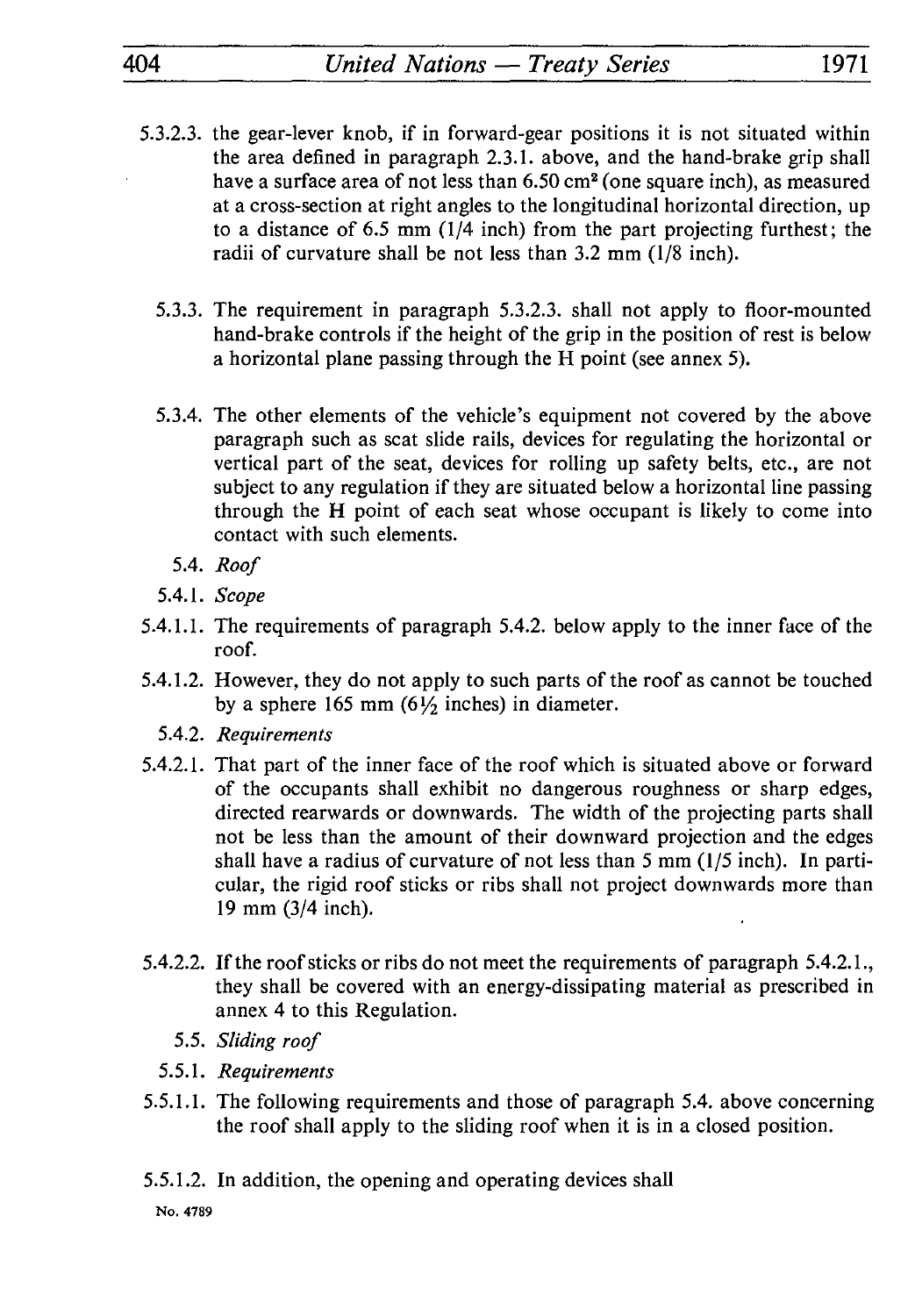5.3.2.3. the gear-lever knob, if in forward-gear positions it is not situated within the area defined in paragraph 2.3.1. above, and the hand-brake grip shall have a surface area of not less than 6.50 cm² (one square inch), as measured at a cross-section at right angles to the longitudinal horizontal direction, up to a distance of 6.5 mm (1/4 inch) from the part projecting furthest; the radii of curvature shall be not less than 3.2 mm (1/8 inch).

5.3.3. The requirement in paragraph 5.3.2.3. shall not apply to floor-mounted hand-brake controls if the height of the grip in the position of rest is below a horizontal plane passing through the H point (see annex 5).

5.3.4. The other elements of the vehicle's equipment not covered by the above paragraph such as scat slide rails, devices for regulating the horizontal or vertical part of the seat, devices for rolling up safety belts, etc., are not subject to any regulation if they are situated below a horizontal line passing through the H point of each seat whose occupant is likely to come into contact with such elements.

5.4. *Roof*

5.4.1. *Scope*

5.4.1.1. The requirements of paragraph 5.4.2. below apply to the inner face of the roof.

5.4.1.2. However, they do not apply to such parts of the roof as cannot be touched by a sphere 165 mm (6½ inches) in diameter.

5.4.2. *Requirements*

5.4.2.1. That part of the inner face of the roof which is situated above or forward of the occupants shall exhibit no dangerous roughness or sharp edges, directed rearwards or downwards. The width of the projecting parts shall not be less than the amount of their downward projection and the edges shall have a radius of curvature of not less than 5 mm (1/5 inch). In particular, the rigid roof sticks or ribs shall not project downwards more than 19 mm (3/4 inch).

5.4.2.2. If the roof sticks or ribs do not meet the requirements of paragraph 5.4.2.1., they shall be covered with an energy-dissipating material as prescribed in annex 4 to this Regulation.

5.5. *Sliding roof*

5.5.1. *Requirements*

5.5.1.1. The following requirements and those of paragraph 5.4. above concerning the roof shall apply to the sliding roof when it is in a closed position.

5.5.1.2. In addition, the opening and operating devices shall

No. 4789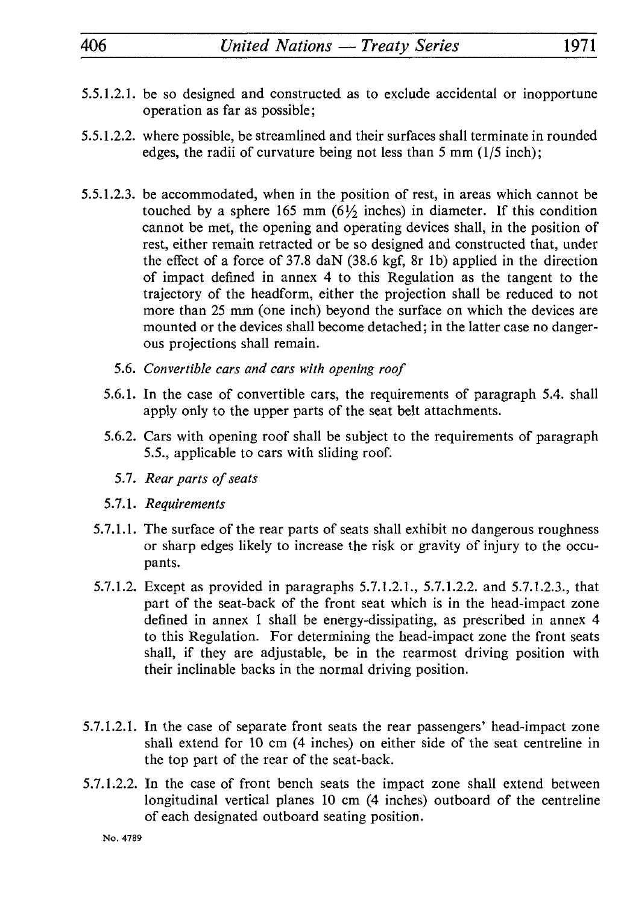5.5.1.2.1. be so designed and constructed as to exclude accidental or inopportune operation as far as possible;

5.5.1.2.2. where possible, be streamlined and their surfaces shall terminate in rounded edges, the radii of curvature being not less than 5 mm (1/5 inch);

5.5.1.2.3. be accommodated, when in the position of rest, in areas which cannot be touched by a sphere 165 mm (6½ inches) in diameter. If this condition cannot be met, the opening and operating devices shall, in the position of rest, either remain retracted or be so designed and constructed that, under the effect of a force of 37.8 daN (38.6 kgf, 8r 1b) applied in the direction of impact defined in annex 4 to this Regulation as the tangent to the trajectory of the headform, either the projection shall be reduced to not more than 25 mm (one inch) beyond the surface on which the devices are mounted or the devices shall become detached; in the latter case no dangerous projections shall remain.

5.6. *Convertible cars and cars with opening roof*

5.6.1. In the case of convertible cars, the requirements of paragraph 5.4. shall apply only to the upper parts of the seat belt attachments.

5.6.2. Cars with opening roof shall be subject to the requirements of paragraph 5.5., applicable to cars with sliding roof.

5.7. *Rear parts of seats*

5.7.1. *Requirements*

5.7.1.1. The surface of the rear parts of seats shall exhibit no dangerous roughness or sharp edges likely to increase the risk or gravity of injury to the occupants.

5.7.1.2. Except as provided in paragraphs 5.7.1.2.1., 5.7.1.2.2. and 5.7.1.2.3., that part of the seat-back of the front seat which is in the head-impact zone defined in annex 1 shall be energy-dissipating, as prescribed in annex 4 to this Regulation. For determining the head-impact zone the front seats shall, if they are adjustable, be in the rearmost driving position with their inclinable backs in the normal driving position.

5.7.1.2.1. In the case of separate front seats the rear passengers' head-impact zone shall extend for 10 cm (4 inches) on either side of the seat centreline in the top part of the rear of the seat-back.

5.7.1.2.2. In the case of front bench seats the impact zone shall extend between longitudinal vertical planes 10 cm (4 inches) outboard of the centreline of each designated outboard seating position.

No. 4789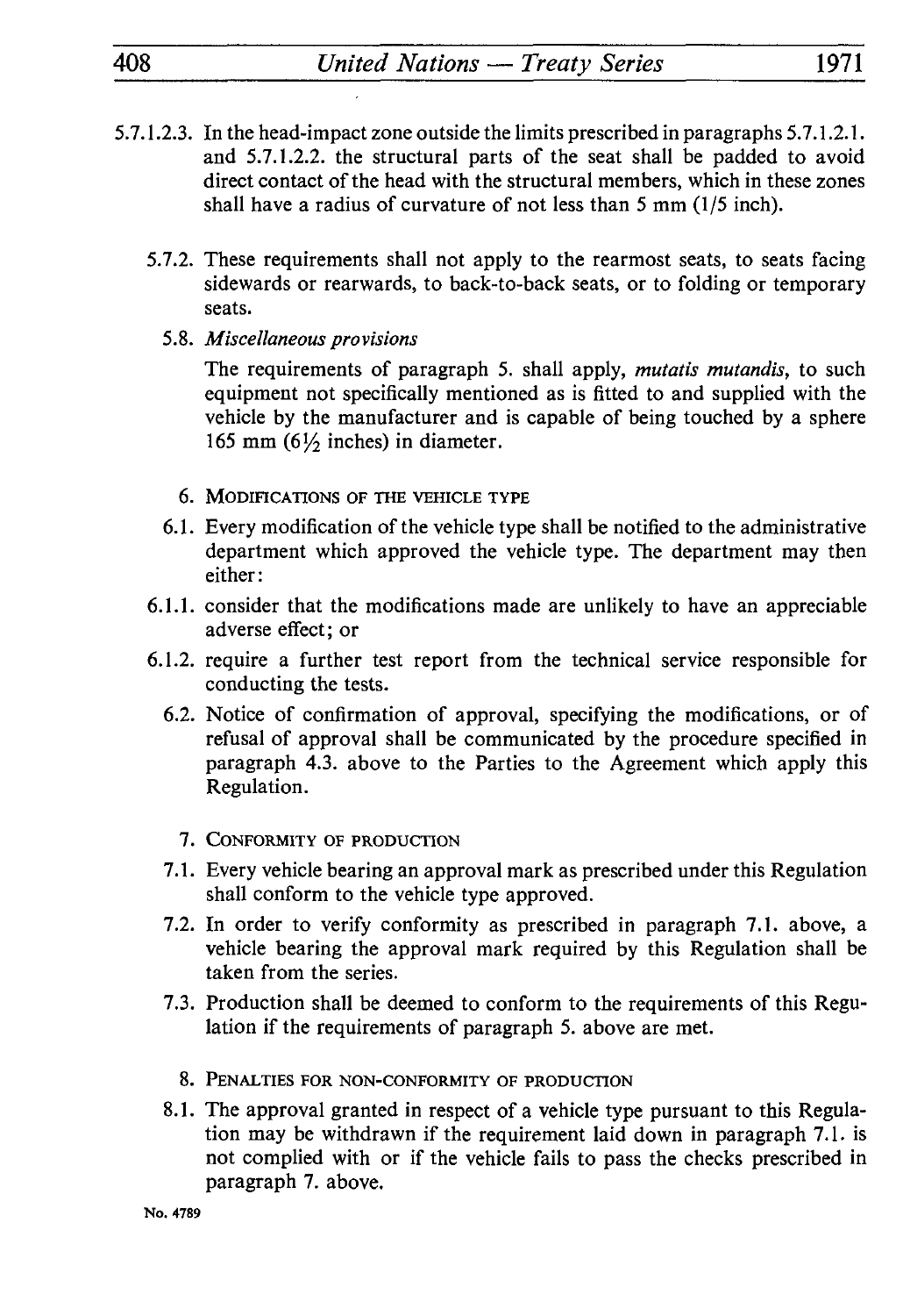5.7.1.2.3. In the head-impact zone outside the limits prescribed in paragraphs 5.7.1.2.1. and 5.7.1.2.2. the structural parts of the seat shall be padded to avoid direct contact of the head with the structural members, which in these zones shall have a radius of curvature of not less than 5 mm (1/5 inch).

5.7.2. These requirements shall not apply to the rearmost seats, to seats facing sidewards or rearwards, to back-to-back seats, or to folding or temporary seats.

5.8. *Miscellaneous provisions*

The requirements of paragraph 5. shall apply, *mutatis mutandis*, to such equipment not specifically mentioned as is fitted to and supplied with the vehicle by the manufacturer and is capable of being touched by a sphere 165 mm (6½ inches) in diameter.

6. MODIFICATIONS OF THE VEHICLE TYPE

6.1. Every modification of the vehicle type shall be notified to the administrative department which approved the vehicle type. The department may then either:

6.1.1. consider that the modifications made are unlikely to have an appreciable adverse effect; or

6.1.2. require a further test report from the technical service responsible for conducting the tests.

6.2. Notice of confirmation of approval, specifying the modifications, or of refusal of approval shall be communicated by the procedure specified in paragraph 4.3. above to the Parties to the Agreement which apply this Regulation.

7. CONFORMITY OF PRODUCTION

7.1. Every vehicle bearing an approval mark as prescribed under this Regulation shall conform to the vehicle type approved.

7.2. In order to verify conformity as prescribed in paragraph 7.1. above, a vehicle bearing the approval mark required by this Regulation shall be taken from the series.

7.3. Production shall be deemed to conform to the requirements of this Regulation if the requirements of paragraph 5. above are met.

8. PENALTIES FOR NON-CONFORMITY OF PRODUCTION

8.1. The approval granted in respect of a vehicle type pursuant to this Regulation may be withdrawn if the requirement laid down in paragraph 7.1. is not complied with or if the vehicle fails to pass the checks prescribed in paragraph 7. above.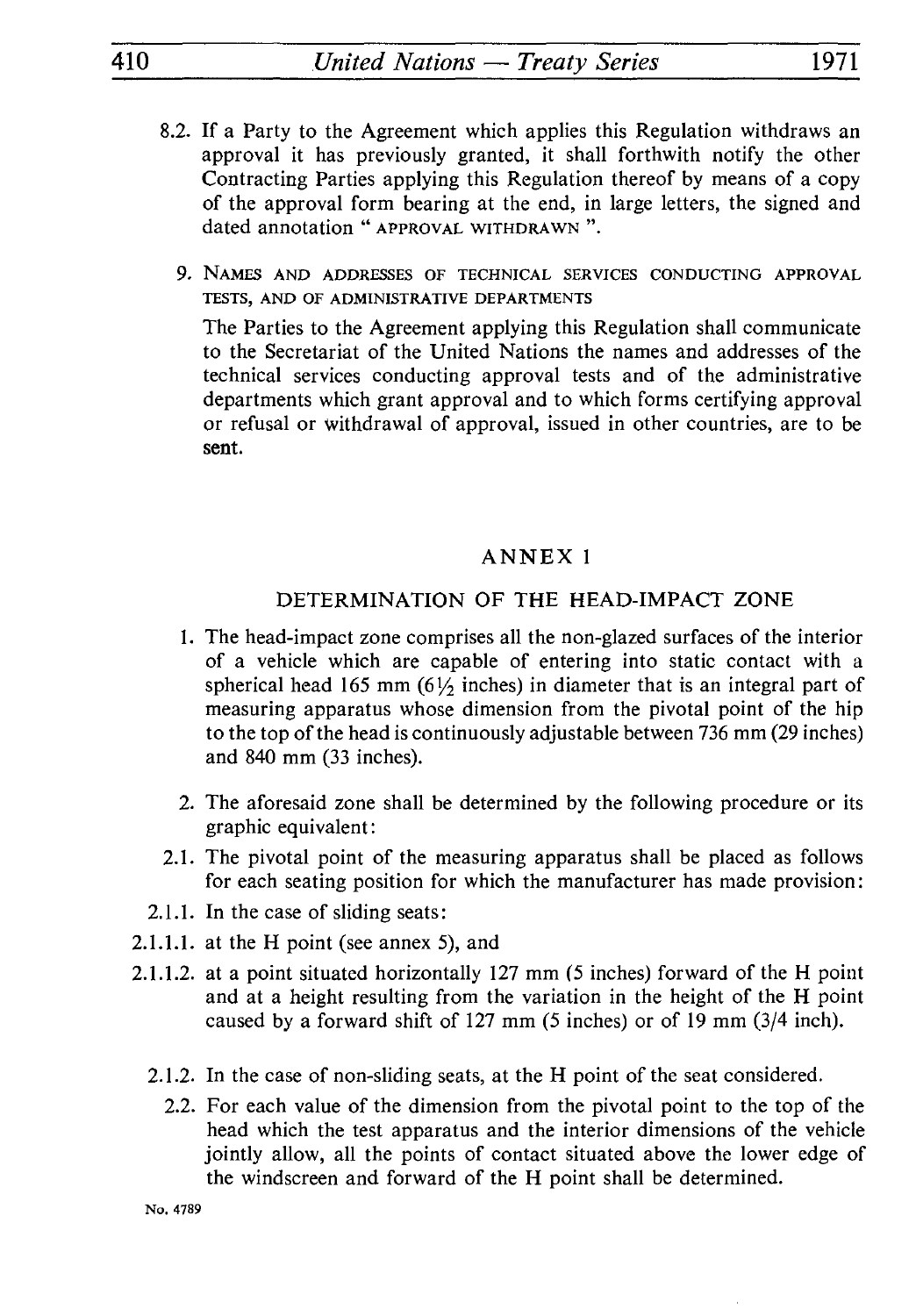8.2. If a Party to the Agreement which applies this Regulation withdraws an approval it has previously granted, it shall forthwith notify the other Contracting Parties applying this Regulation thereof by means of a copy of the approval form bearing at the end, in large letters, the signed and dated annotation " APPROVAL WITHDRAWN ".

9. NAMES AND ADDRESSES OF TECHNICAL SERVICES CONDUCTING APPROVAL TESTS, AND OF ADMINISTRATIVE DEPARTMENTS

The Parties to the Agreement applying this Regulation shall communicate to the Secretariat of the United Nations the names and addresses of the technical services conducting approval tests and of the administrative departments which grant approval and to which forms certifying approval or refusal or withdrawal of approval, issued in other countries, are to be sent.

## ANNEX 1

### DETERMINATION OF THE HEAD-IMPACT ZONE

1. The head-impact zone comprises all the non-glazed surfaces of the interior of a vehicle which are capable of entering into static contact with a spherical head 165 mm (6½ inches) in diameter that is an integral part of measuring apparatus whose dimension from the pivotal point of the hip to the top of the head is continuously adjustable between 736 mm (29 inches) and 840 mm (33 inches).

2. The aforesaid zone shall be determined by the following procedure or its graphic equivalent:

2.1. The pivotal point of the measuring apparatus shall be placed as follows for each seating position for which the manufacturer has made provision:

2.1.1. In the case of sliding seats:

2.1.1.1. at the H point (see annex 5), and

2.1.1.2. at a point situated horizontally 127 mm (5 inches) forward of the H point and at a height resulting from the variation in the height of the H point caused by a forward shift of 127 mm (5 inches) or of 19 mm (3/4 inch).

2.1.2. In the case of non-sliding seats, at the H point of the seat considered.

2.2. For each value of the dimension from the pivotal point to the top of the head which the test apparatus and the interior dimensions of the vehicle jointly allow, all the points of contact situated above the lower edge of the windscreen and forward of the H point shall be determined.

No. 4789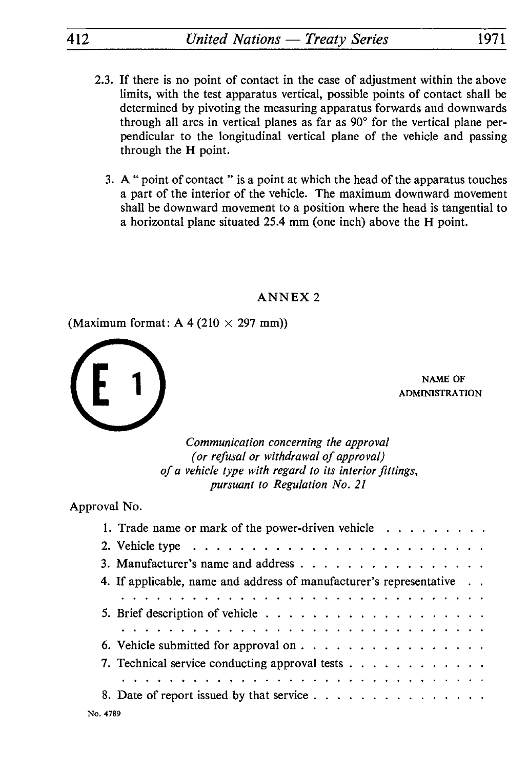2.3. If there is no point of contact in the case of adjustment within the above limits, with the test apparatus vertical, possible points of contact shall be determined by pivoting the measuring apparatus forwards and downwards through all arcs in vertical planes as far as 90° for the vertical plane perpendicular to the longitudinal vertical plane of the vehicle and passing through the H point.

3. A " point of contact " is a point at which the head of the apparatus touches a part of the interior of the vehicle. The maximum downward movement shall be downward movement to a position where the head is tangential to a horizontal plane situated 25.4 mm (one inch) above the H point.

## ANNEX 2

(Maximum format: A 4 (210 × 297 mm))

E 1

NAME OF ADMINISTRATION

*Communication concerning the approval (or refusal or withdrawal of approval) of a vehicle type with regard to its interior fittings, pursuant to Regulation No. 21*

Approval No.

1. Trade name or mark of the power-driven vehicle . . . . . . . . .
2. Vehicle type . . . . . . . . . . . . . . . . . . . . . . . .
3. Manufacturer's name and address . . . . . . . . . . . . . . . .
4. If applicable, name and address of manufacturer's representative . .
   . . . . . . . . . . . . . . . . . . . . . . . . . . . . . . . .
5. Brief description of vehicle . . . . . . . . . . . . . . . . . . .
   . . . . . . . . . . . . . . . . . . . . . . . . . . . . . . . .
6. Vehicle submitted for approval on . . . . . . . . . . . . . . . .
7. Technical service conducting approval tests . . . . . . . . . . .
   . . . . . . . . . . . . . . . . . . . . . . . . . . . . . . . .
8. Date of report issued by that service . . . . . . . . . . . . . .

No. 4789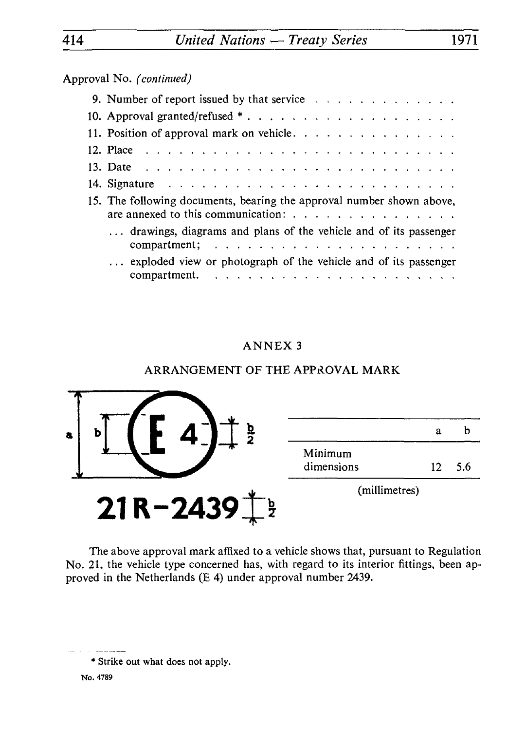Approval No. *(continued)*

9. Number of report issued by that service . . . . . . . . . . . . . .
10. Approval granted/refused * . . . . . . . . . . . . . . . . . . . .
11. Position of approval mark on vehicle. . . . . . . . . . . . . . . .
12. Place . . . . . . . . . . . . . . . . . . . . . . . . . . . . . .
13. Date . . . . . . . . . . . . . . . . . . . . . . . . . . . . . .
14. Signature . . . . . . . . . . . . . . . . . . . . . . . . . . . .
15. The following documents, bearing the approval number shown above, are annexed to this communication: . . . . . . . . . . . . . . . .
    - ... drawings, diagrams and plans of the vehicle and of its passenger compartment; . . . . . . . . . . . . . . . . . . . . . . .
    - ... exploded view or photograph of the vehicle and of its passenger compartment. . . . . . . . . . . . . . . . . . . . . . .

## ANNEX 3

### ARRANGEMENT OF THE APPROVAL MARK

a b E 4 $\frac{b}{2}$

21 R-2439 $\frac{b}{2}$

| | a | b |
|---|---|---|
| Minimum dimensions | 12 | 5.6 |

(millimetres)

The above approval mark affixed to a vehicle shows that, pursuant to Regulation No. 21, the vehicle type concerned has, with regard to its interior fittings, been approved in the Netherlands (E 4) under approval number 2439.

---

* Strike out what does not apply.

No. 4789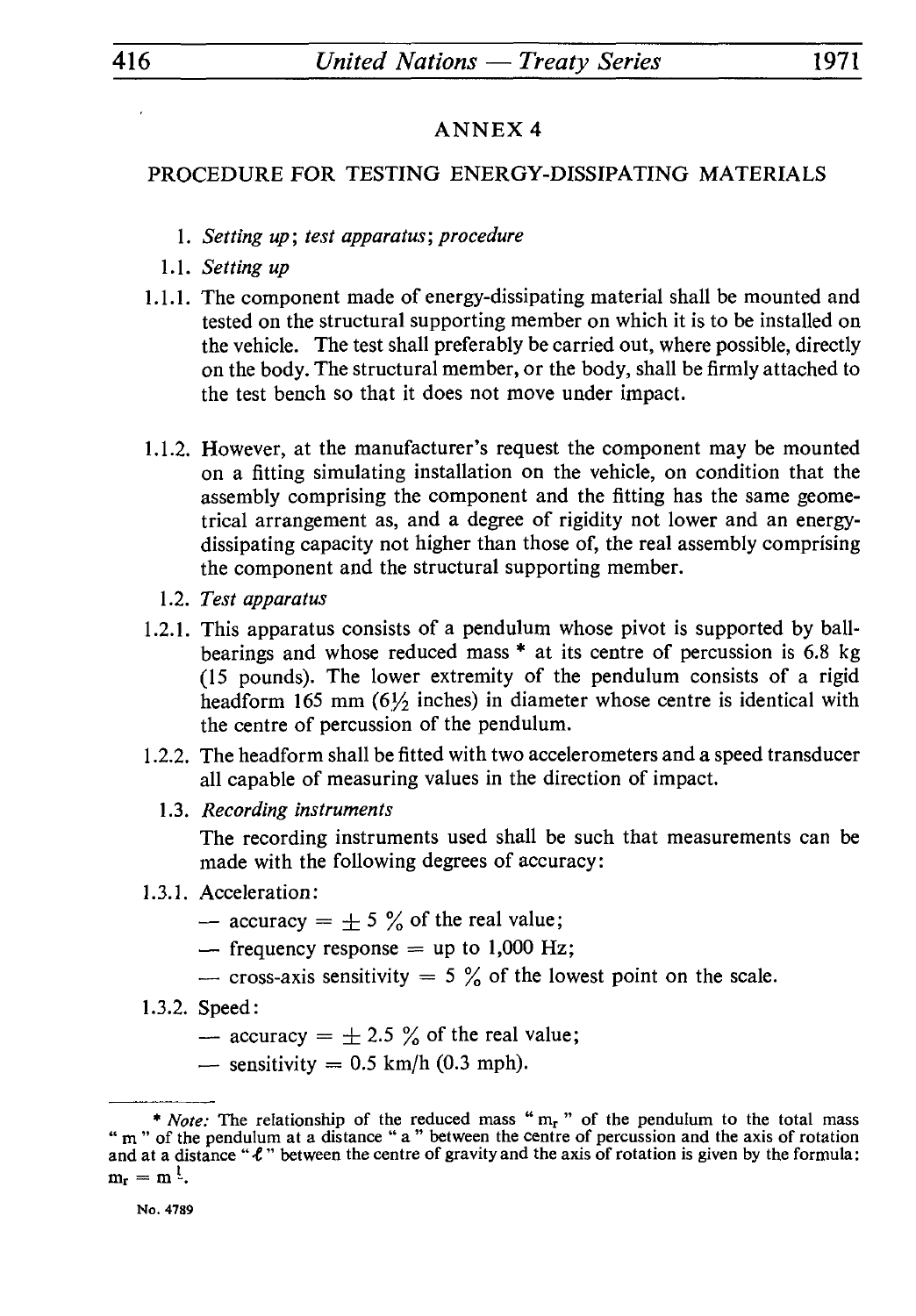# ANNEX 4

## PROCEDURE FOR TESTING ENERGY-DISSIPATING MATERIALS

1. *Setting up; test apparatus; procedure*

1.1. *Setting up*

1.1.1. The component made of energy-dissipating material shall be mounted and tested on the structural supporting member on which it is to be installed on the vehicle. The test shall preferably be carried out, where possible, directly on the body. The structural member, or the body, shall be firmly attached to the test bench so that it does not move under impact.

1.1.2. However, at the manufacturer's request the component may be mounted on a fitting simulating installation on the vehicle, on condition that the assembly comprising the component and the fitting has the same geometrical arrangement as, and a degree of rigidity not lower and an energy-dissipating capacity not higher than those of, the real assembly comprising the component and the structural supporting member.

1.2. *Test apparatus*

1.2.1. This apparatus consists of a pendulum whose pivot is supported by ball-bearings and whose reduced mass * at its centre of percussion is 6.8 kg (15 pounds). The lower extremity of the pendulum consists of a rigid headform 165 mm (6½ inches) in diameter whose centre is identical with the centre of percussion of the pendulum.

1.2.2. The headform shall be fitted with two accelerometers and a speed transducer all capable of measuring values in the direction of impact.

1.3. *Recording instruments*

The recording instruments used shall be such that measurements can be made with the following degrees of accuracy:

1.3.1. Acceleration:

— accuracy = ± 5 % of the real value;

— frequency response = up to 1,000 Hz;

— cross-axis sensitivity = 5 % of the lowest point on the scale.

1.3.2. Speed:

— accuracy = ± 2.5 % of the real value;

— sensitivity = 0.5 km/h (0.3 mph).

---

\* *Note:* The relationship of the reduced mass " $m_r$ " of the pendulum to the total mass " m " of the pendulum at a distance " a " between the centre of percussion and the axis of rotation and at a distance " $\ell$ " between the centre of gravity and the axis of rotation is given by the formula: $m_r = m \frac{\ell}{a}$.

No. 4789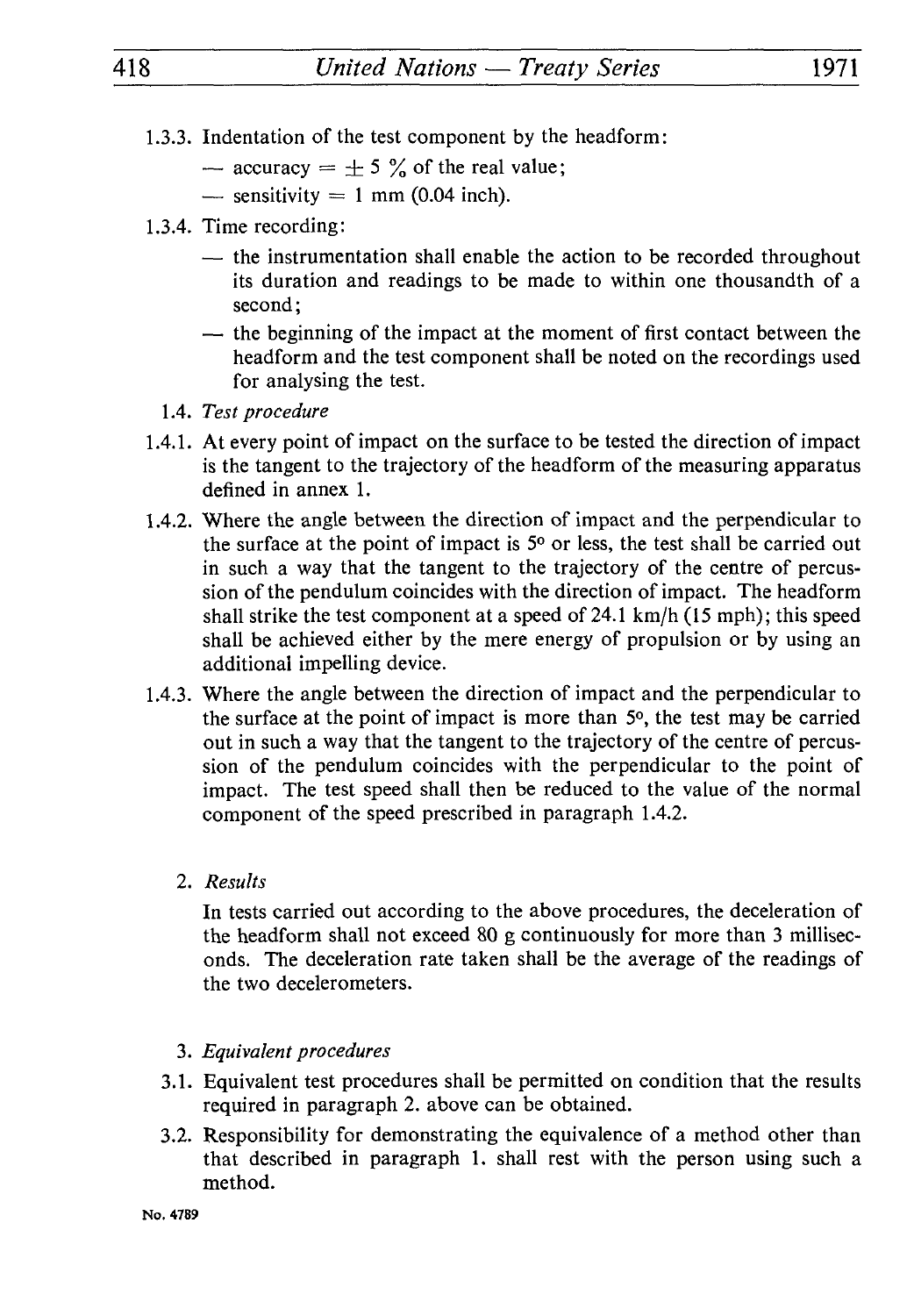1.3.3. Indentation of the test component by the headform:

— accuracy = ± 5 % of the real value;

— sensitivity = 1 mm (0.04 inch).

1.3.4. Time recording:

— the instrumentation shall enable the action to be recorded throughout its duration and readings to be made to within one thousandth of a second;

— the beginning of the impact at the moment of first contact between the headform and the test component shall be noted on the recordings used for analysing the test.

1.4. *Test procedure*

1.4.1. At every point of impact on the surface to be tested the direction of impact is the tangent to the trajectory of the headform of the measuring apparatus defined in annex 1.

1.4.2. Where the angle between the direction of impact and the perpendicular to the surface at the point of impact is 5° or less, the test shall be carried out in such a way that the tangent to the trajectory of the centre of percussion of the pendulum coincides with the direction of impact. The headform shall strike the test component at a speed of 24.1 km/h (15 mph); this speed shall be achieved either by the mere energy of propulsion or by using an additional impelling device.

1.4.3. Where the angle between the direction of impact and the perpendicular to the surface at the point of impact is more than 5°, the test may be carried out in such a way that the tangent to the trajectory of the centre of percussion of the pendulum coincides with the perpendicular to the point of impact. The test speed shall then be reduced to the value of the normal component of the speed prescribed in paragraph 1.4.2.

2. *Results*

In tests carried out according to the above procedures, the deceleration of the headform shall not exceed 80 g continuously for more than 3 milliseconds. The deceleration rate taken shall be the average of the readings of the two decelerometers.

3. *Equivalent procedures*

3.1. Equivalent test procedures shall be permitted on condition that the results required in paragraph 2. above can be obtained.

3.2. Responsibility for demonstrating the equivalence of a method other than that described in paragraph 1. shall rest with the person using such a method.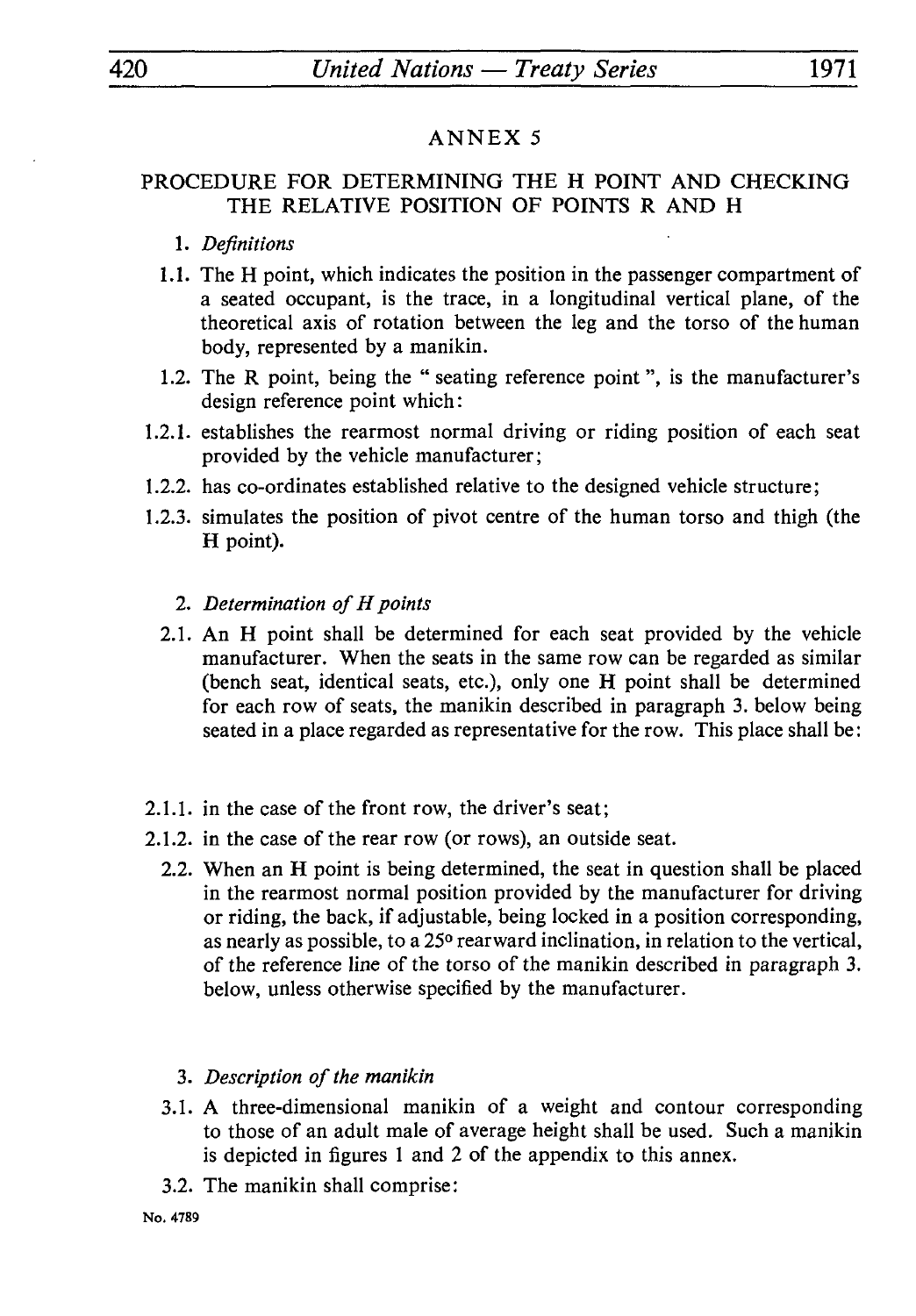## ANNEX 5

### PROCEDURE FOR DETERMINING THE H POINT AND CHECKING THE RELATIVE POSITION OF POINTS R AND H

1. *Definitions*

1.1. The H point, which indicates the position in the passenger compartment of a seated occupant, is the trace, in a longitudinal vertical plane, of the theoretical axis of rotation between the leg and the torso of the human body, represented by a manikin.

1.2. The R point, being the " seating reference point ", is the manufacturer's design reference point which:

1.2.1. establishes the rearmost normal driving or riding position of each seat provided by the vehicle manufacturer;

1.2.2. has co-ordinates established relative to the designed vehicle structure;

1.2.3. simulates the position of pivot centre of the human torso and thigh (the H point).

2. *Determination of H points*

2.1. An H point shall be determined for each seat provided by the vehicle manufacturer. When the seats in the same row can be regarded as similar (bench seat, identical seats, etc.), only one H point shall be determined for each row of seats, the manikin described in paragraph 3. below being seated in a place regarded as representative for the row. This place shall be:

2.1.1. in the case of the front row, the driver's seat;

2.1.2. in the case of the rear row (or rows), an outside seat.

2.2. When an H point is being determined, the seat in question shall be placed in the rearmost normal position provided by the manufacturer for driving or riding, the back, if adjustable, being locked in a position corresponding, as nearly as possible, to a 25° rearward inclination, in relation to the vertical, of the reference line of the torso of the manikin described in paragraph 3. below, unless otherwise specified by the manufacturer.

3. *Description of the manikin*

3.1. A three-dimensional manikin of a weight and contour corresponding to those of an adult male of average height shall be used. Such a manikin is depicted in figures 1 and 2 of the appendix to this annex.

3.2. The manikin shall comprise: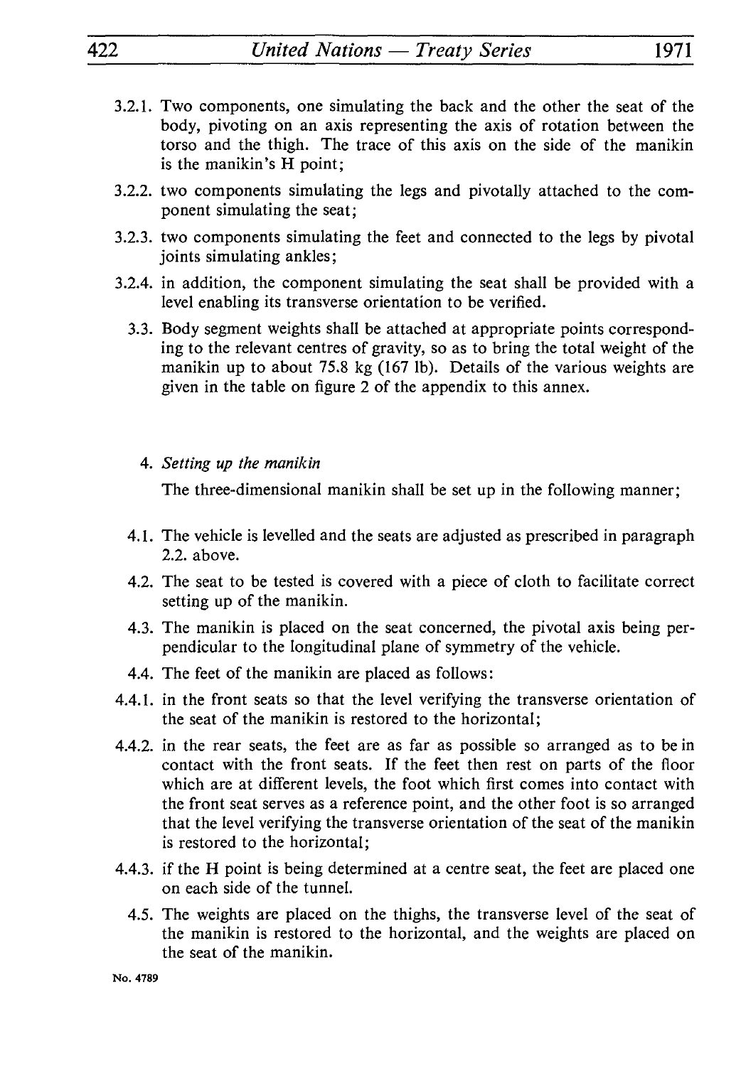3.2.1. Two components, one simulating the back and the other the seat of the body, pivoting on an axis representing the axis of rotation between the torso and the thigh. The trace of this axis on the side of the manikin is the manikin's H point;

3.2.2. two components simulating the legs and pivotally attached to the component simulating the seat;

3.2.3. two components simulating the feet and connected to the legs by pivotal joints simulating ankles;

3.2.4. in addition, the component simulating the seat shall be provided with a level enabling its transverse orientation to be verified.

3.3. Body segment weights shall be attached at appropriate points corresponding to the relevant centres of gravity, so as to bring the total weight of the manikin up to about 75.8 kg (167 lb). Details of the various weights are given in the table on figure 2 of the appendix to this annex.

4. *Setting up the manikin*

The three-dimensional manikin shall be set up in the following manner;

4.1. The vehicle is levelled and the seats are adjusted as prescribed in paragraph 2.2. above.

4.2. The seat to be tested is covered with a piece of cloth to facilitate correct setting up of the manikin.

4.3. The manikin is placed on the seat concerned, the pivotal axis being perpendicular to the longitudinal plane of symmetry of the vehicle.

4.4. The feet of the manikin are placed as follows:

4.4.1. in the front seats so that the level verifying the transverse orientation of the seat of the manikin is restored to the horizontal;

4.4.2. in the rear seats, the feet are as far as possible so arranged as to be in contact with the front seats. If the feet then rest on parts of the floor which are at different levels, the foot which first comes into contact with the front seat serves as a reference point, and the other foot is so arranged that the level verifying the transverse orientation of the seat of the manikin is restored to the horizontal;

4.4.3. if the H point is being determined at a centre seat, the feet are placed one on each side of the tunnel.

4.5. The weights are placed on the thighs, the transverse level of the seat of the manikin is restored to the horizontal, and the weights are placed on the seat of the manikin.

No. 4789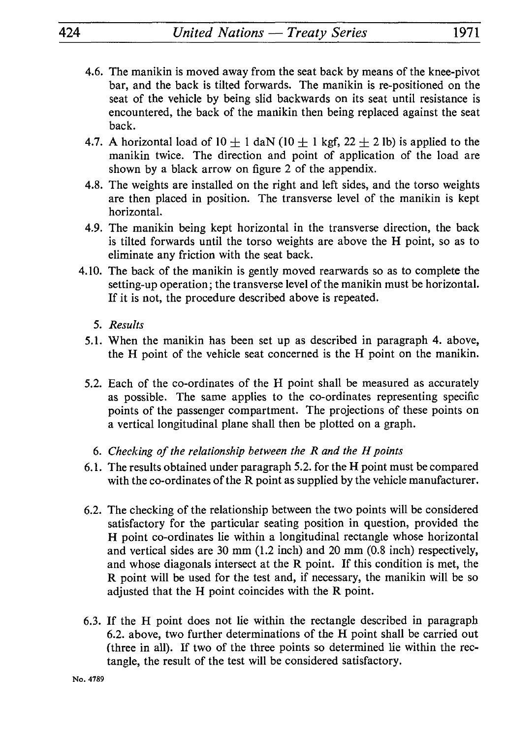4.6. The manikin is moved away from the seat back by means of the knee-pivot bar, and the back is tilted forwards. The manikin is re-positioned on the seat of the vehicle by being slid backwards on its seat until resistance is encountered, the back of the manikin then being replaced against the seat back.

4.7. A horizontal load of $10 \pm 1$ daN ($10 \pm 1$ kgf, $22 \pm 2$ lb) is applied to the manikin twice. The direction and point of application of the load are shown by a black arrow on figure 2 of the appendix.

4.8. The weights are installed on the right and left sides, and the torso weights are then placed in position. The transverse level of the manikin is kept horizontal.

4.9. The manikin being kept horizontal in the transverse direction, the back is tilted forwards until the torso weights are above the H point, so as to eliminate any friction with the seat back.

4.10. The back of the manikin is gently moved rearwards so as to complete the setting-up operation; the transverse level of the manikin must be horizontal. If it is not, the procedure described above is repeated.

5. *Results*

5.1. When the manikin has been set up as described in paragraph 4. above, the H point of the vehicle seat concerned is the H point on the manikin.

5.2. Each of the co-ordinates of the H point shall be measured as accurately as possible. The same applies to the co-ordinates representing specific points of the passenger compartment. The projections of these points on a vertical longitudinal plane shall then be plotted on a graph.

6. *Checking of the relationship between the R and the H points*

6.1. The results obtained under paragraph 5.2. for the H point must be compared with the co-ordinates of the R point as supplied by the vehicle manufacturer.

6.2. The checking of the relationship between the two points will be considered satisfactory for the particular seating position in question, provided the H point co-ordinates lie within a longitudinal rectangle whose horizontal and vertical sides are 30 mm (1.2 inch) and 20 mm (0.8 inch) respectively, and whose diagonals intersect at the R point. If this condition is met, the R point will be used for the test and, if necessary, the manikin will be so adjusted that the H point coincides with the R point.

6.3. If the H point does not lie within the rectangle described in paragraph 6.2. above, two further determinations of the H point shall be carried out (three in all). If two of the three points so determined lie within the rectangle, the result of the test will be considered satisfactory.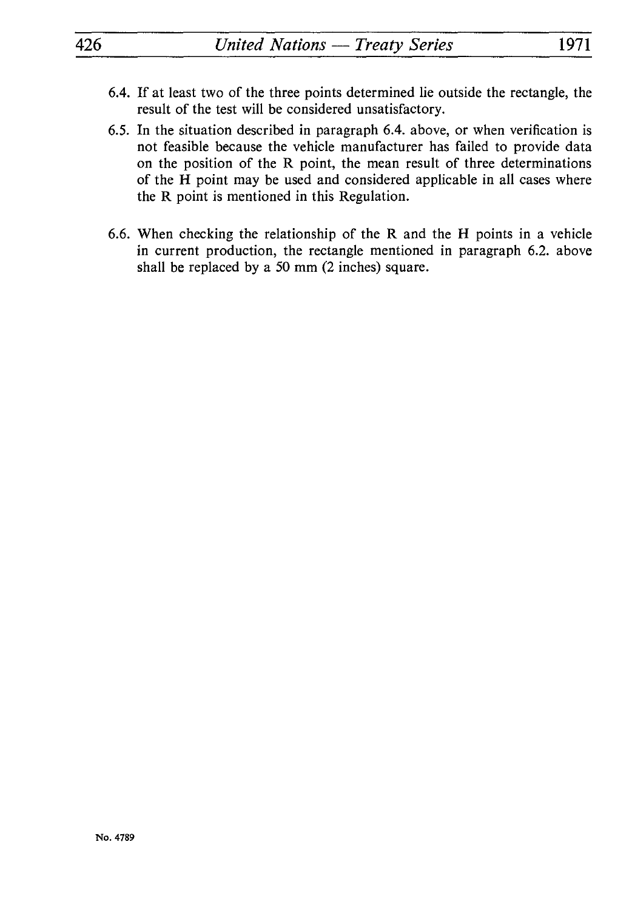6.4. If at least two of the three points determined lie outside the rectangle, the result of the test will be considered unsatisfactory.

6.5. In the situation described in paragraph 6.4. above, or when verification is not feasible because the vehicle manufacturer has failed to provide data on the position of the R point, the mean result of three determinations of the H point may be used and considered applicable in all cases where the R point is mentioned in this Regulation.

6.6. When checking the relationship of the R and the H points in a vehicle in current production, the rectangle mentioned in paragraph 6.2. above shall be replaced by a 50 mm (2 inches) square.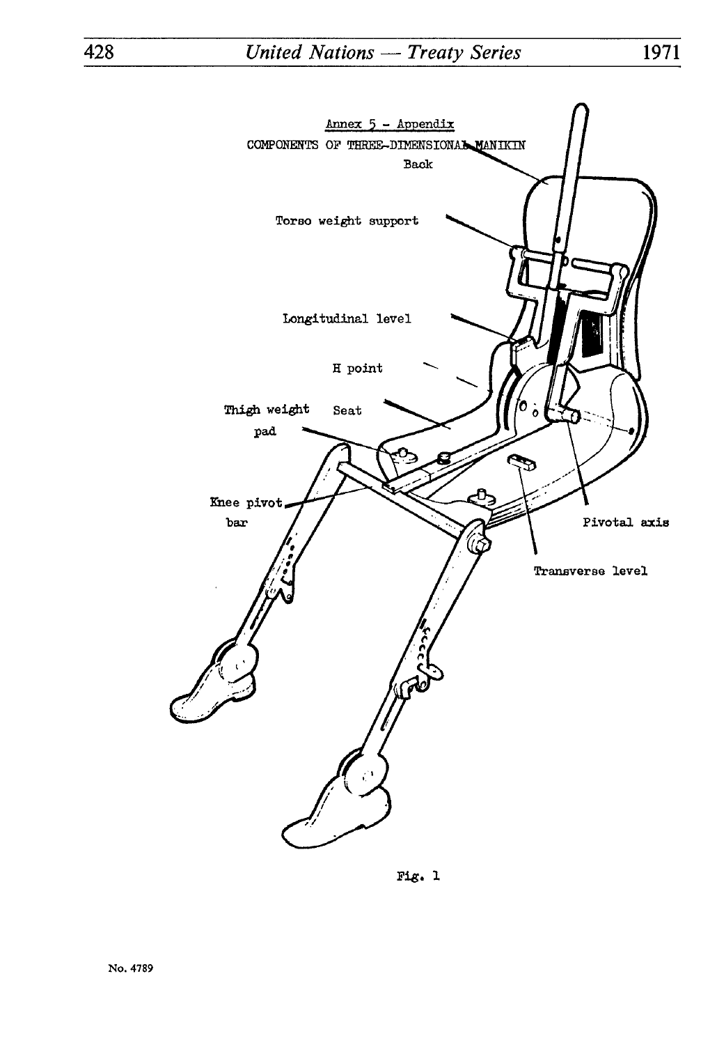Annex 5 - Appendix

COMPONENTS OF THREE-DIMENSIONAL MANIKIN

Back

Torso weight support

Longitudinal level

H point

Thigh weight pad

Seat

Knee pivot bar

Pivotal axis

Transverse level

Fig. 1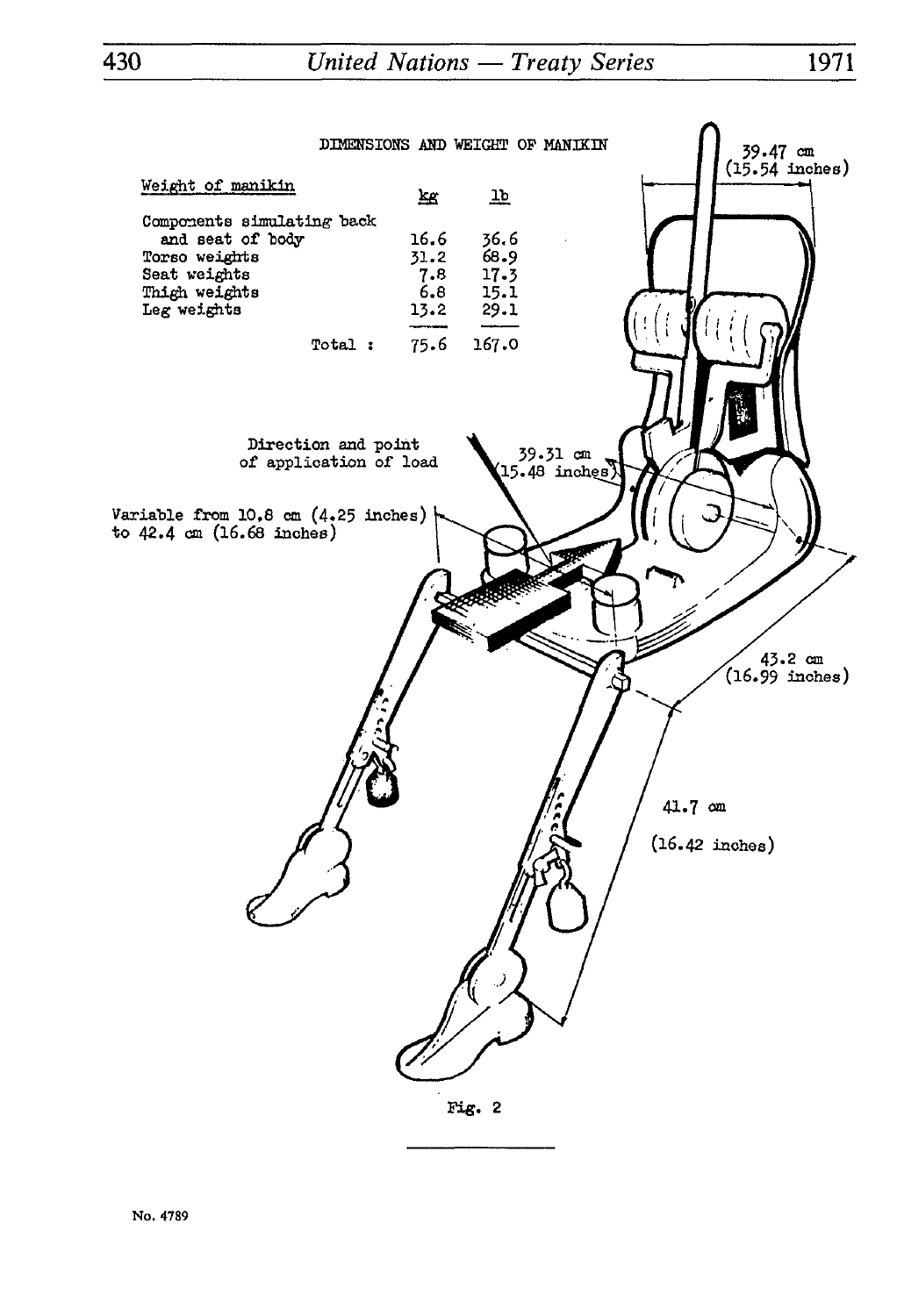DIMENSIONS AND WEIGHT OF MANIKIN

| Weight of manikin | kg | lb |
| --- | --- | --- |
| Components simulating back and seat of body | 16.6 | 36.6 |
| Torso weights | 31.2 | 68.9 |
| Seat weights | 7.8 | 17.3 |
| Thigh weights | 6.8 | 15.1 |
| Leg weights | 13.2 | 29.1 |
| Total : | 75.6 | 167.0 |

39.47 cm (15.54 inches)

Direction and point of application of load

39.31 cm (15.48 inches)

Variable from 10.8 cm (4.25 inches) to 42.4 cm (16.68 inches)

43.2 cm (16.99 inches)

41.7 cm (16.42 inches)

Fig. 2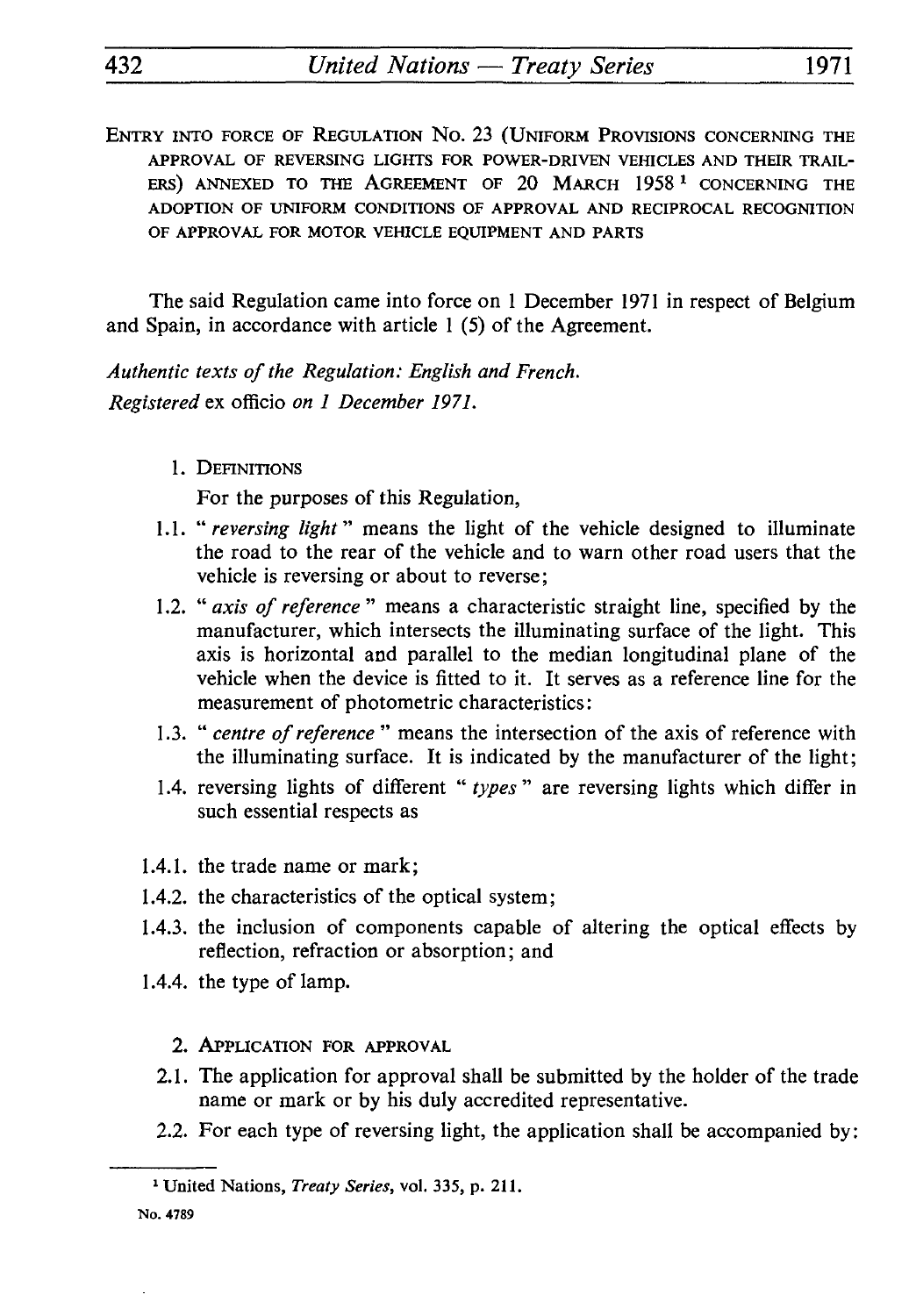ENTRY INTO FORCE OF REGULATION No. 23 (UNIFORM PROVISIONS CONCERNING THE APPROVAL OF REVERSING LIGHTS FOR POWER-DRIVEN VEHICLES AND THEIR TRAILERS) ANNEXED TO THE AGREEMENT OF 20 MARCH 1958 [1] CONCERNING THE ADOPTION OF UNIFORM CONDITIONS OF APPROVAL AND RECIPROCAL RECOGNITION OF APPROVAL FOR MOTOR VEHICLE EQUIPMENT AND PARTS

The said Regulation came into force on 1 December 1971 in respect of Belgium and Spain, in accordance with article 1 (5) of the Agreement.

*Authentic texts of the Regulation: English and French.*
*Registered* ex officio *on 1 December 1971.*

1. DEFINITIONS

For the purposes of this Regulation,

1.1. "*reversing light*" means the light of the vehicle designed to illuminate the road to the rear of the vehicle and to warn other road users that the vehicle is reversing or about to reverse;

1.2. "*axis of reference*" means a characteristic straight line, specified by the manufacturer, which intersects the illuminating surface of the light. This axis is horizontal and parallel to the median longitudinal plane of the vehicle when the device is fitted to it. It serves as a reference line for the measurement of photometric characteristics:

1.3. "*centre of reference*" means the intersection of the axis of reference with the illuminating surface. It is indicated by the manufacturer of the light;

1.4. reversing lights of different "*types*" are reversing lights which differ in such essential respects as

1.4.1. the trade name or mark;

1.4.2. the characteristics of the optical system;

1.4.3. the inclusion of components capable of altering the optical effects by reflection, refraction or absorption; and

1.4.4. the type of lamp.

2. APPLICATION FOR APPROVAL

2.1. The application for approval shall be submitted by the holder of the trade name or mark or by his duly accredited representative.

2.2. For each type of reversing light, the application shall be accompanied by:

---

[1] United Nations, *Treaty Series*, vol. 335, p. 211.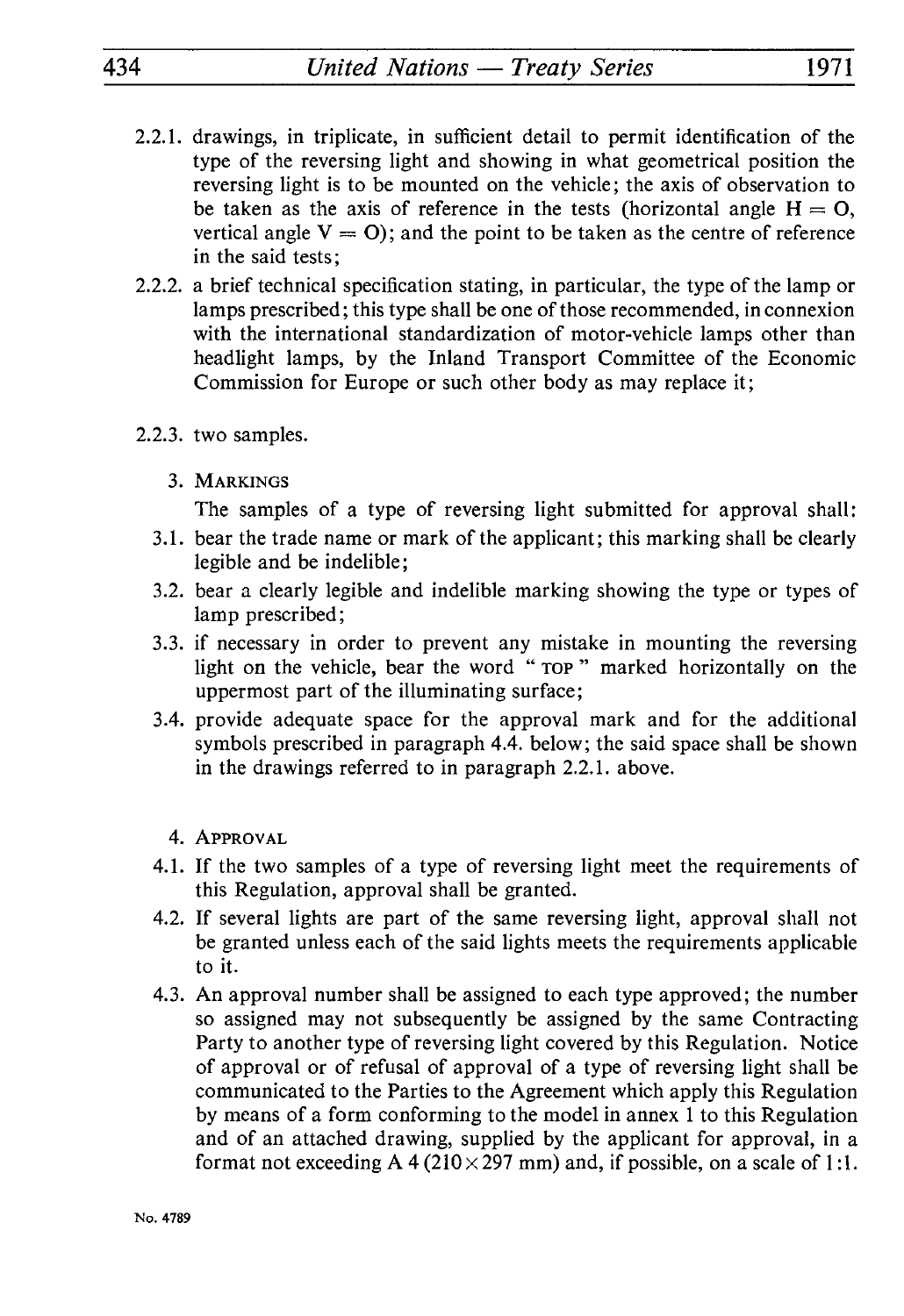2.2.1. drawings, in triplicate, in sufficient detail to permit identification of the type of the reversing light and showing in what geometrical position the reversing light is to be mounted on the vehicle; the axis of observation to be taken as the axis of reference in the tests (horizontal angle H = O, vertical angle V = O); and the point to be taken as the centre of reference in the said tests;

2.2.2. a brief technical specification stating, in particular, the type of the lamp or lamps prescribed; this type shall be one of those recommended, in connexion with the international standardization of motor-vehicle lamps other than headlight lamps, by the Inland Transport Committee of the Economic Commission for Europe or such other body as may replace it;

2.2.3. two samples.

## 3. Markings

The samples of a type of reversing light submitted for approval shall:

3.1. bear the trade name or mark of the applicant; this marking shall be clearly legible and be indelible;

3.2. bear a clearly legible and indelible marking showing the type or types of lamp prescribed;

3.3. if necessary in order to prevent any mistake in mounting the reversing light on the vehicle, bear the word " TOP " marked horizontally on the uppermost part of the illuminating surface;

3.4. provide adequate space for the approval mark and for the additional symbols prescribed in paragraph 4.4. below; the said space shall be shown in the drawings referred to in paragraph 2.2.1. above.

## 4. Approval

4.1. If the two samples of a type of reversing light meet the requirements of this Regulation, approval shall be granted.

4.2. If several lights are part of the same reversing light, approval shall not be granted unless each of the said lights meets the requirements applicable to it.

4.3. An approval number shall be assigned to each type approved; the number so assigned may not subsequently be assigned by the same Contracting Party to another type of reversing light covered by this Regulation. Notice of approval or of refusal of approval of a type of reversing light shall be communicated to the Parties to the Agreement which apply this Regulation by means of a form conforming to the model in annex 1 to this Regulation and of an attached drawing, supplied by the applicant for approval, in a format not exceeding A 4 (210 × 297 mm) and, if possible, on a scale of 1:1.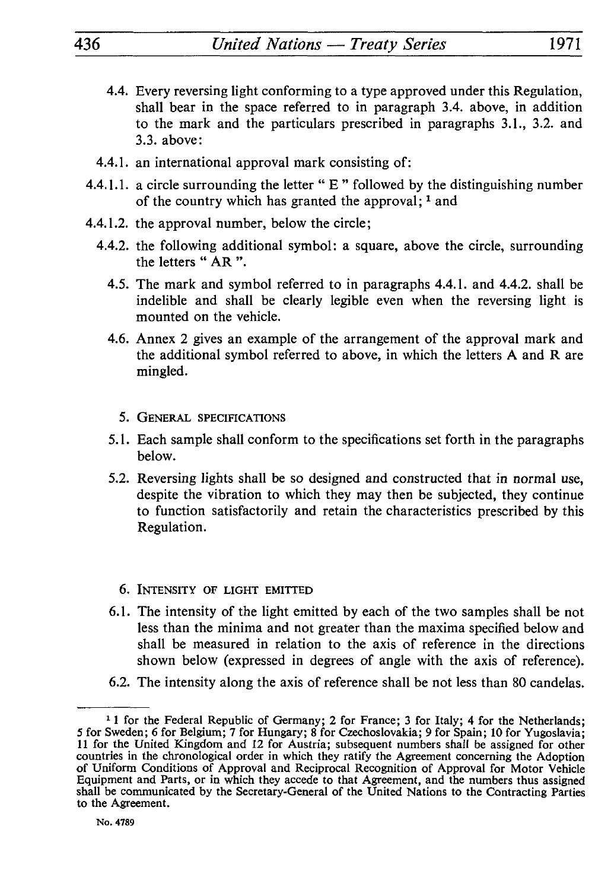4.4. Every reversing light conforming to a type approved under this Regulation, shall bear in the space referred to in paragraph 3.4. above, in addition to the mark and the particulars prescribed in paragraphs 3.1., 3.2. and 3.3. above:

4.4.1. an international approval mark consisting of:

4.4.1.1. a circle surrounding the letter " E " followed by the distinguishing number of the country which has granted the approval; [1] and

4.4.1.2. the approval number, below the circle;

4.4.2. the following additional symbol: a square, above the circle, surrounding the letters " AR ".

4.5. The mark and symbol referred to in paragraphs 4.4.1. and 4.4.2. shall be indelible and shall be clearly legible even when the reversing light is mounted on the vehicle.

4.6. Annex 2 gives an example of the arrangement of the approval mark and the additional symbol referred to above, in which the letters A and R are mingled.

5. GENERAL SPECIFICATIONS

5.1. Each sample shall conform to the specifications set forth in the paragraphs below.

5.2. Reversing lights shall be so designed and constructed that in normal use, despite the vibration to which they may then be subjected, they continue to function satisfactorily and retain the characteristics prescribed by this Regulation.

6. INTENSITY OF LIGHT EMITTED

6.1. The intensity of the light emitted by each of the two samples shall be not less than the minima and not greater than the maxima specified below and shall be measured in relation to the axis of reference in the directions shown below (expressed in degrees of angle with the axis of reference).

6.2. The intensity along the axis of reference shall be not less than 80 candelas.

---

[1] 1 for the Federal Republic of Germany; 2 for France; 3 for Italy; 4 for the Netherlands; 5 for Sweden; 6 for Belgium; 7 for Hungary; 8 for Czechoslovakia; 9 for Spain; 10 for Yugoslavia; 11 for the United Kingdom and 12 for Austria; subsequent numbers shall be assigned for other countries in the chronological order in which they ratify the Agreement concerning the Adoption of Uniform Conditions of Approval and Reciprocal Recognition of Approval for Motor Vehicle Equipment and Parts, or in which they accede to that Agreement, and the numbers thus assigned shall be communicated by the Secretary-General of the United Nations to the Contracting Parties to the Agreement.

No. 4789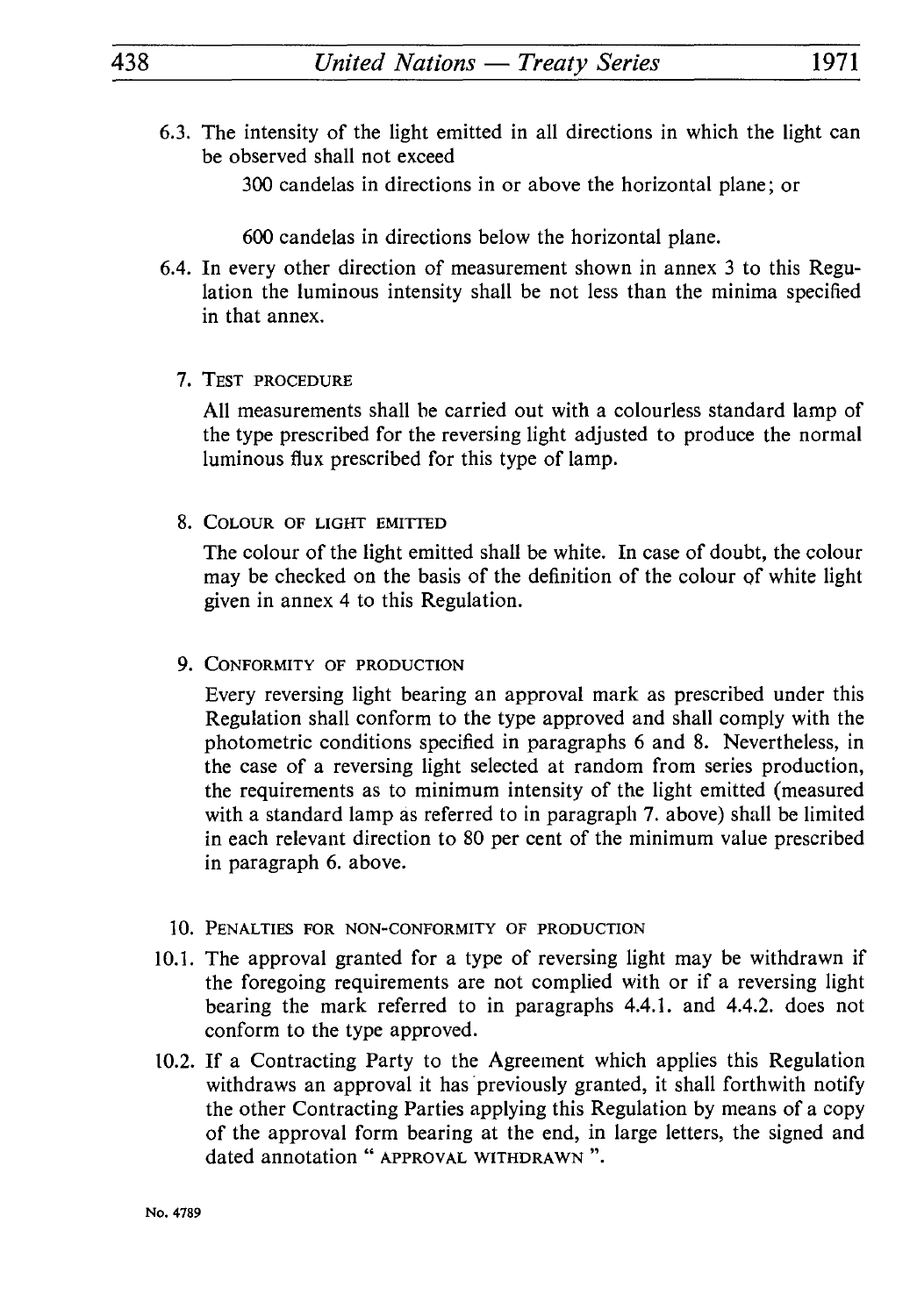6.3. The intensity of the light emitted in all directions in which the light can be observed shall not exceed

300 candelas in directions in or above the horizontal plane; or

600 candelas in directions below the horizontal plane.

6.4. In every other direction of measurement shown in annex 3 to this Regulation the luminous intensity shall be not less than the minima specified in that annex.

7. TEST PROCEDURE

All measurements shall be carried out with a colourless standard lamp of the type prescribed for the reversing light adjusted to produce the normal luminous flux prescribed for this type of lamp.

8. COLOUR OF LIGHT EMITTED

The colour of the light emitted shall be white. In case of doubt, the colour may be checked on the basis of the definition of the colour of white light given in annex 4 to this Regulation.

9. CONFORMITY OF PRODUCTION

Every reversing light bearing an approval mark as prescribed under this Regulation shall conform to the type approved and shall comply with the photometric conditions specified in paragraphs 6 and 8. Nevertheless, in the case of a reversing light selected at random from series production, the requirements as to minimum intensity of the light emitted (measured with a standard lamp as referred to in paragraph 7. above) shall be limited in each relevant direction to 80 per cent of the minimum value prescribed in paragraph 6. above.

10. PENALTIES FOR NON-CONFORMITY OF PRODUCTION

10.1. The approval granted for a type of reversing light may be withdrawn if the foregoing requirements are not complied with or if a reversing light bearing the mark referred to in paragraphs 4.4.1. and 4.4.2. does not conform to the type approved.

10.2. If a Contracting Party to the Agreement which applies this Regulation withdraws an approval it has previously granted, it shall forthwith notify the other Contracting Parties applying this Regulation by means of a copy of the approval form bearing at the end, in large letters, the signed and dated annotation " APPROVAL WITHDRAWN ".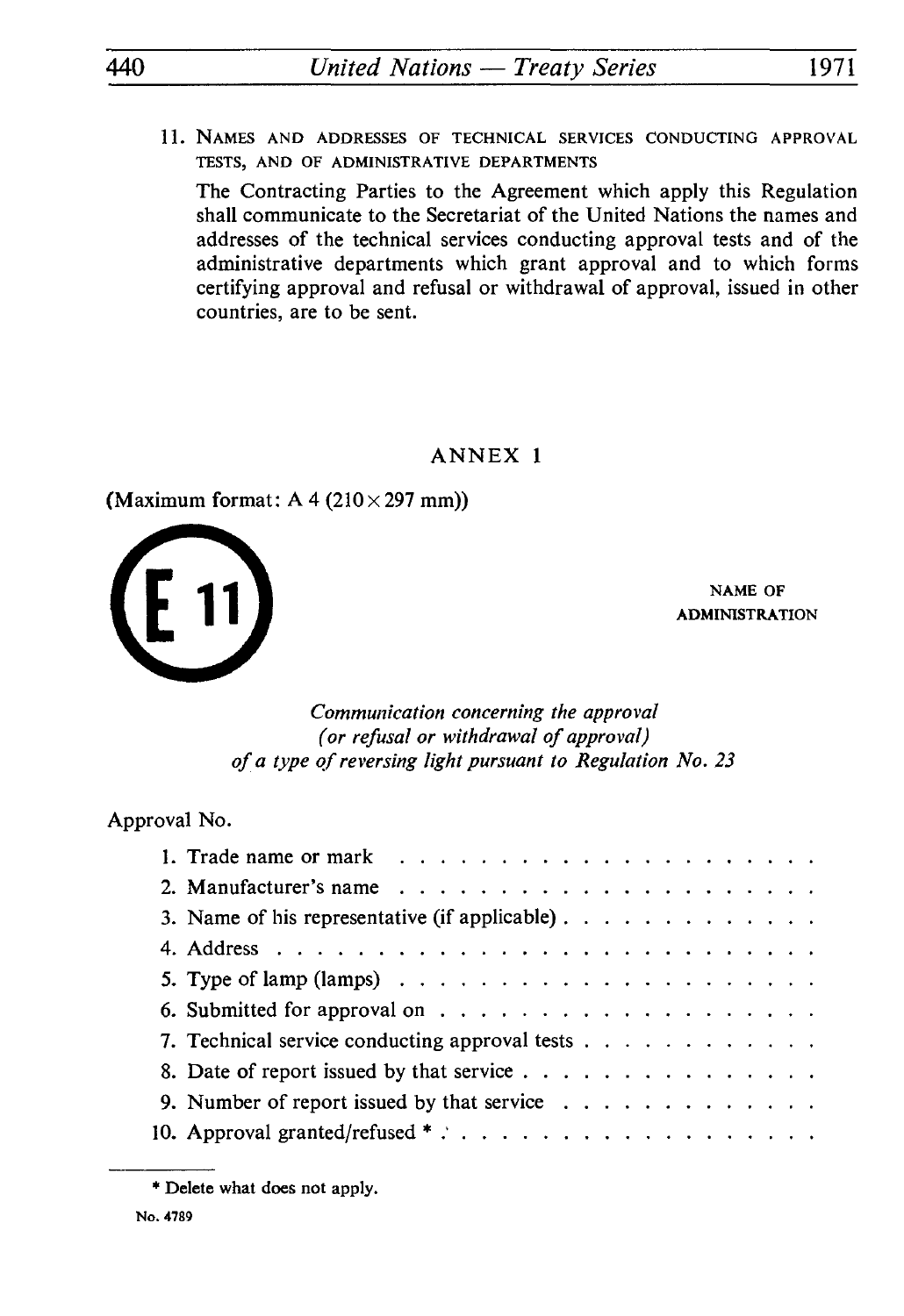11. NAMES AND ADDRESSES OF TECHNICAL SERVICES CONDUCTING APPROVAL TESTS, AND OF ADMINISTRATIVE DEPARTMENTS

The Contracting Parties to the Agreement which apply this Regulation shall communicate to the Secretariat of the United Nations the names and addresses of the technical services conducting approval tests and of the administrative departments which grant approval and to which forms certifying approval and refusal or withdrawal of approval, issued in other countries, are to be sent.

## ANNEX 1

(Maximum format: A 4 (210 × 297 mm))

E 11

NAME OF ADMINISTRATION

*Communication concerning the approval (or refusal or withdrawal of approval) of a type of reversing light pursuant to Regulation No. 23*

Approval No.

1. Trade name or mark . . . . . . . . . . . . . . . . . . . . . .
2. Manufacturer's name . . . . . . . . . . . . . . . . . . . . . .
3. Name of his representative (if applicable) . . . . . . . . . . . . .
4. Address . . . . . . . . . . . . . . . . . . . . . . . . . . .
5. Type of lamp (lamps) . . . . . . . . . . . . . . . . . . . . .
6. Submitted for approval on . . . . . . . . . . . . . . . . . . .
7. Technical service conducting approval tests . . . . . . . . . . . .
8. Date of report issued by that service . . . . . . . . . . . . . . .
9. Number of report issued by that service . . . . . . . . . . . . .
10. Approval granted/refused * . . . . . . . . . . . . . . . . . . .

* Delete what does not apply.

No. 4789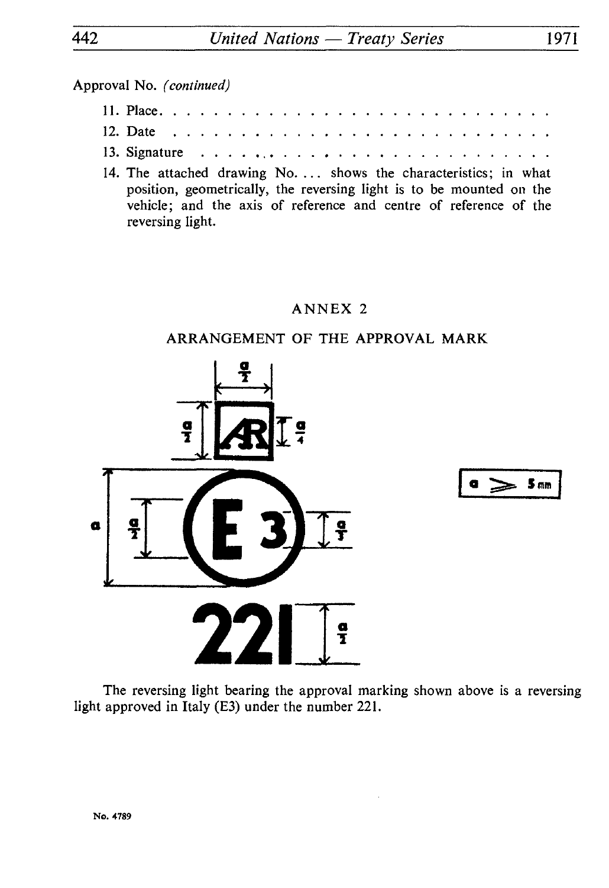Approval No. *(continued)*

11. Place. . . . . . . . . . . . . . . . . . . . . . . . . . . . .
12. Date . . . . . . . . . . . . . . . . . . . . . . . . . . . . .
13. Signature . . . . . . . . . . . . . . . . . . . . . . . . . .
14. The attached drawing No. ... shows the characteristics; in what position, geometrically, the reversing light is to be mounted on the vehicle; and the axis of reference and centre of reference of the reversing light.

## ANNEX 2

### ARRANGEMENT OF THE APPROVAL MARK

$a \geq 5$ mm

The reversing light bearing the approval marking shown above is a reversing light approved in Italy (E3) under the number 221.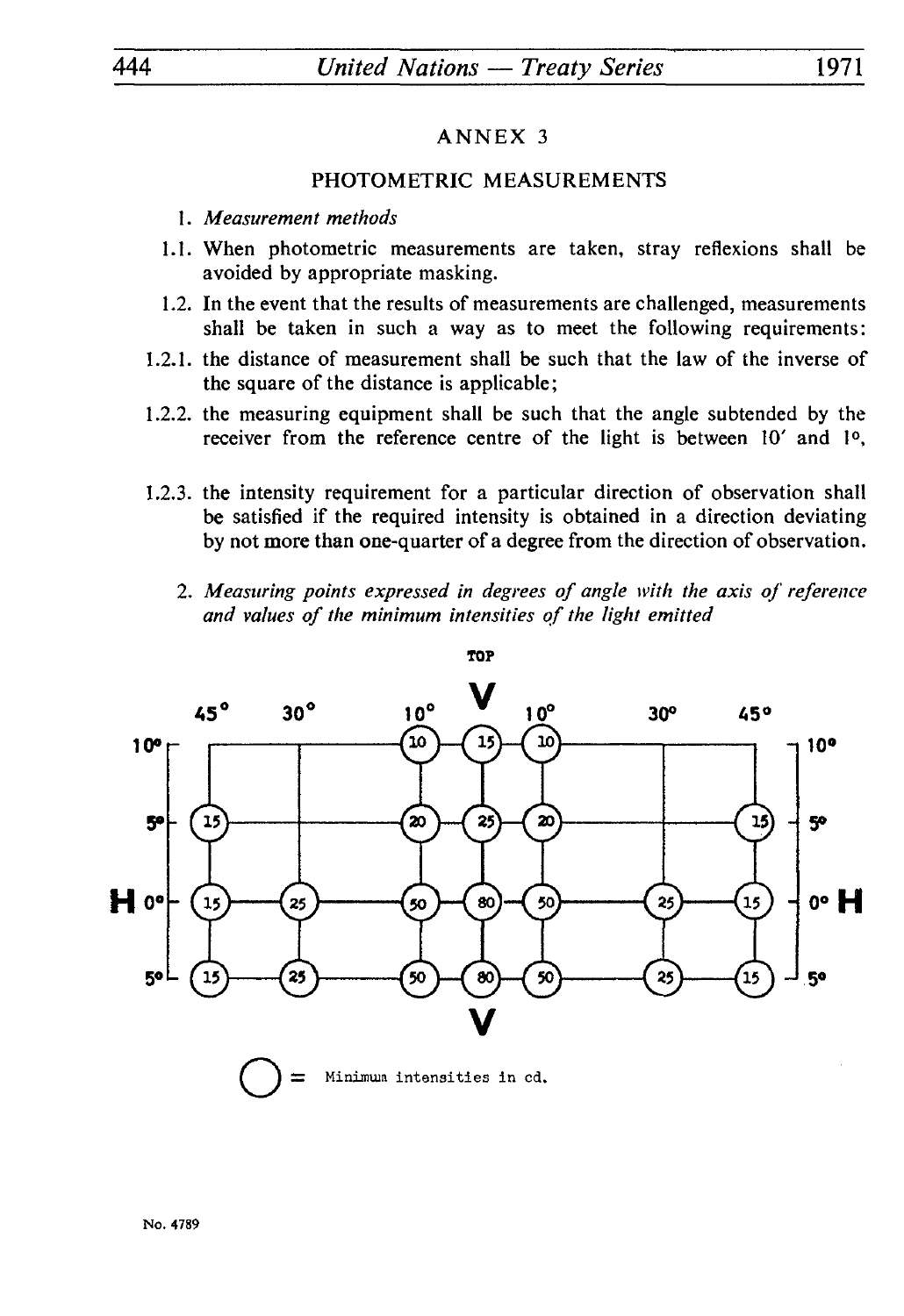## ANNEX 3

## PHOTOMETRIC MEASUREMENTS

1. *Measurement methods*

1.1. When photometric measurements are taken, stray reflexions shall be avoided by appropriate masking.

1.2. In the event that the results of measurements are challenged, measurements shall be taken in such a way as to meet the following requirements:

1.2.1. the distance of measurement shall be such that the law of the inverse of the square of the distance is applicable;

1.2.2. the measuring equipment shall be such that the angle subtended by the receiver from the reference centre of the light is between 10′ and 1°,

1.2.3. the intensity requirement for a particular direction of observation shall be satisfied if the required intensity is obtained in a direction deviating by not more than one-quarter of a degree from the direction of observation.

2. *Measuring points expressed in degrees of angle with the axis of reference and values of the minimum intensities of the light emitted*

TOP

| H \ V | 45° | 30° | 10° | V | 10° | 30° | 45° |
|---|---|---|---|---|---|---|---|
| 10° | | | 10 | 15 | 10 | | |
| 5° | 15 | | 20 | 25 | 20 | | 15 |
| H 0° | 15 | 25 | 50 | 80 | 50 | 25 | 15 |
| 5° | 15 | 25 | 50 | 80 | 50 | 25 | 15 |

○ = Minimum intensities in cd.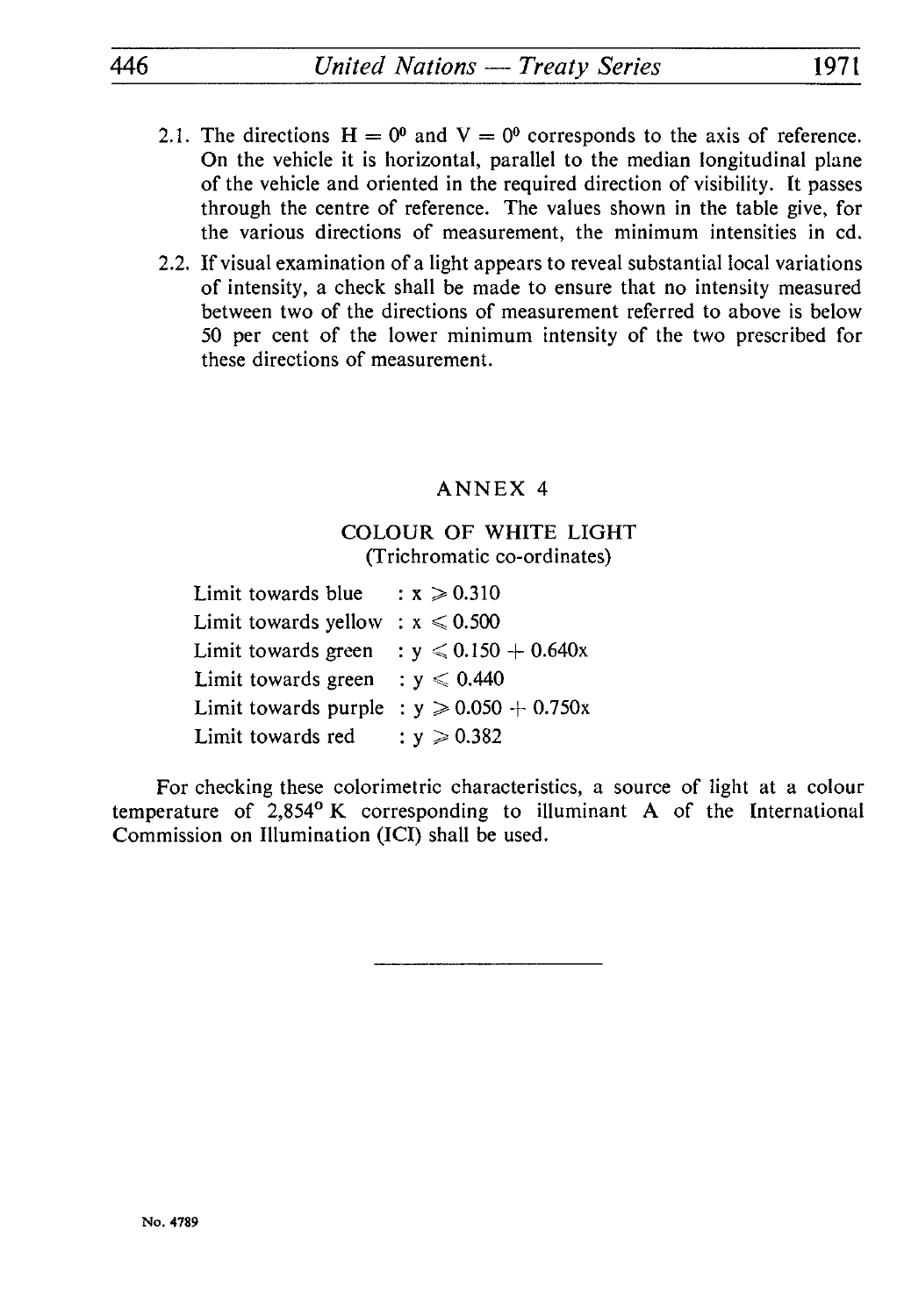2.1. The directions $H = 0^0$ and $V = 0^0$ corresponds to the axis of reference. On the vehicle it is horizontal, parallel to the median longitudinal plane of the vehicle and oriented in the required direction of visibility. It passes through the centre of reference. The values shown in the table give, for the various directions of measurement, the minimum intensities in cd.

2.2. If visual examination of a light appears to reveal substantial local variations of intensity, a check shall be made to ensure that no intensity measured between two of the directions of measurement referred to above is below 50 per cent of the lower minimum intensity of the two prescribed for these directions of measurement.

## ANNEX 4

### COLOUR OF WHITE LIGHT
(Trichromatic co-ordinates)

| | |
|---|---|
| Limit towards blue | : $x \geqslant 0.310$ |
| Limit towards yellow | : $x \leqslant 0.500$ |
| Limit towards green | : $y \leqslant 0.150 + 0.640x$ |
| Limit towards green | : $y \leqslant 0.440$ |
| Limit towards purple | : $y \geqslant 0.050 + 0.750x$ |
| Limit towards red | : $y \geqslant 0.382$ |

For checking these colorimetric characteristics, a source of light at a colour temperature of 2,854° K corresponding to illuminant A of the International Commission on Illumination (ICI) shall be used.